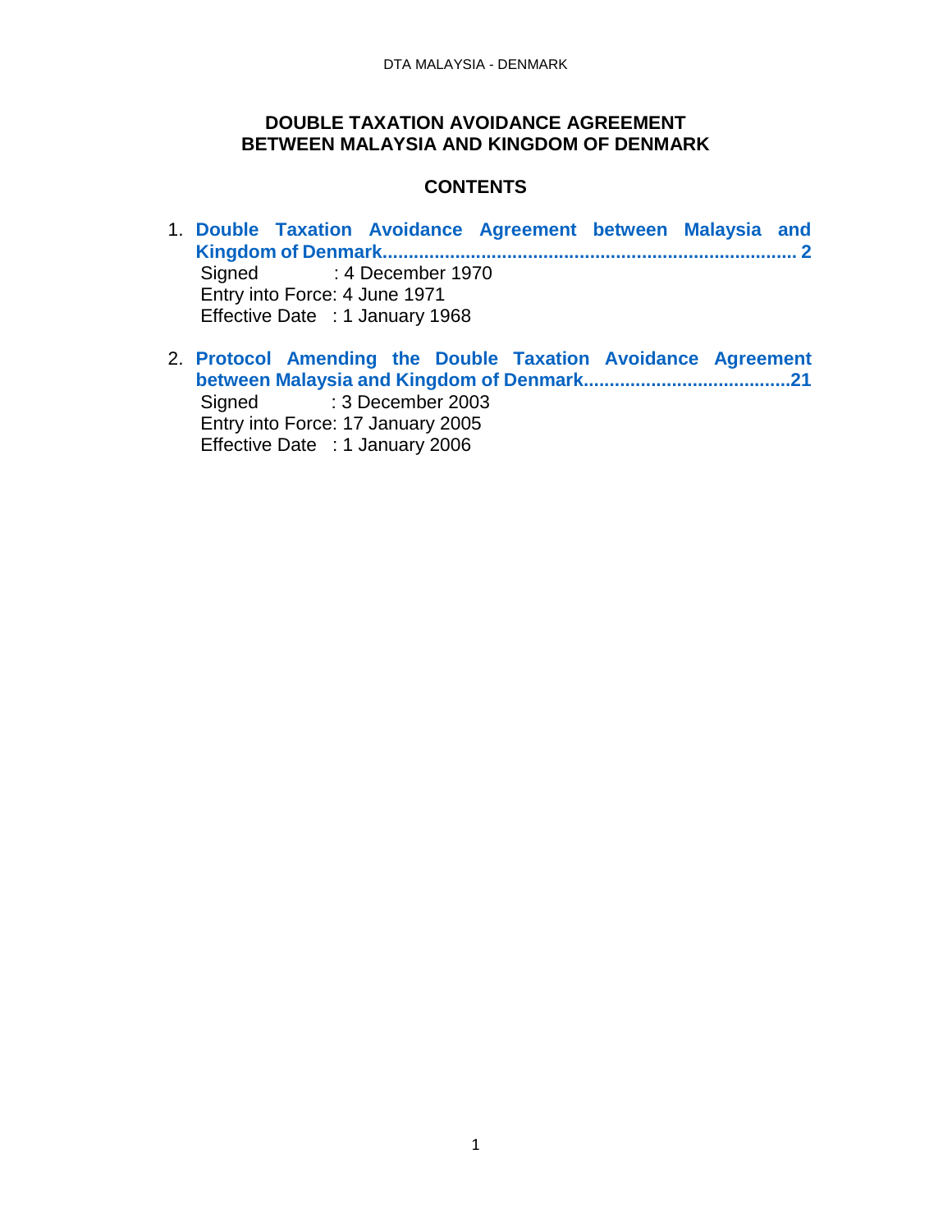# DOUBLE TAXATION AVOIDANCE AGREEMENT BETWEEN MALAYSIA AND KINGDOM OF DENMARK

## CONTENTS

1. **Double Taxation Avoidance Agreement between Malaysia and Kingdom of Denmark............................................................................. 2**
   Signed : 4 December 1970
   Entry into Force: 4 June 1971
   Effective Date : 1 January 1968

2. **Protocol Amending the Double Taxation Avoidance Agreement between Malaysia and Kingdom of Denmark.......................................21**
   Signed : 3 December 2003
   Entry into Force: 17 January 2005
   Effective Date : 1 January 2006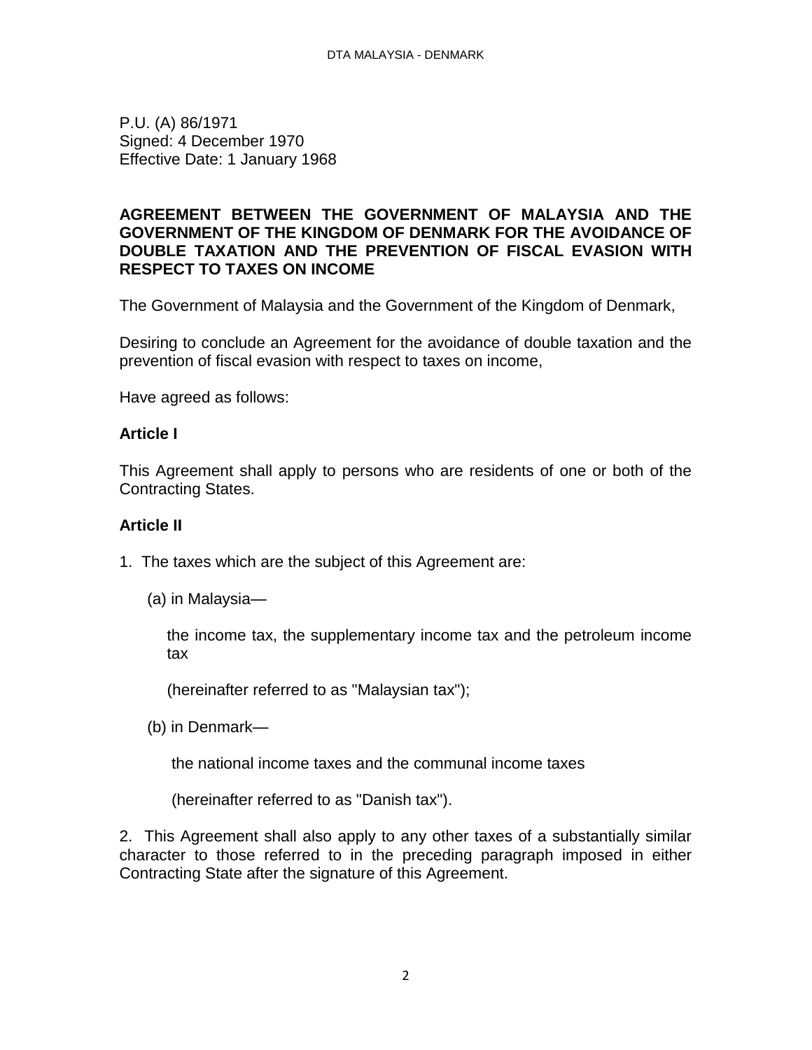P.U. (A) 86/1971
Signed: 4 December 1970
Effective Date: 1 January 1968

**AGREEMENT BETWEEN THE GOVERNMENT OF MALAYSIA AND THE GOVERNMENT OF THE KINGDOM OF DENMARK FOR THE AVOIDANCE OF DOUBLE TAXATION AND THE PREVENTION OF FISCAL EVASION WITH RESPECT TO TAXES ON INCOME**

The Government of Malaysia and the Government of the Kingdom of Denmark,

Desiring to conclude an Agreement for the avoidance of double taxation and the prevention of fiscal evasion with respect to taxes on income,

Have agreed as follows:

**Article I**

This Agreement shall apply to persons who are residents of one or both of the Contracting States.

**Article II**

1. The taxes which are the subject of this Agreement are:

   (a) in Malaysia—

   the income tax, the supplementary income tax and the petroleum income tax

   (hereinafter referred to as "Malaysian tax");

   (b) in Denmark—

   the national income taxes and the communal income taxes

   (hereinafter referred to as "Danish tax").

2. This Agreement shall also apply to any other taxes of a substantially similar character to those referred to in the preceding paragraph imposed in either Contracting State after the signature of this Agreement.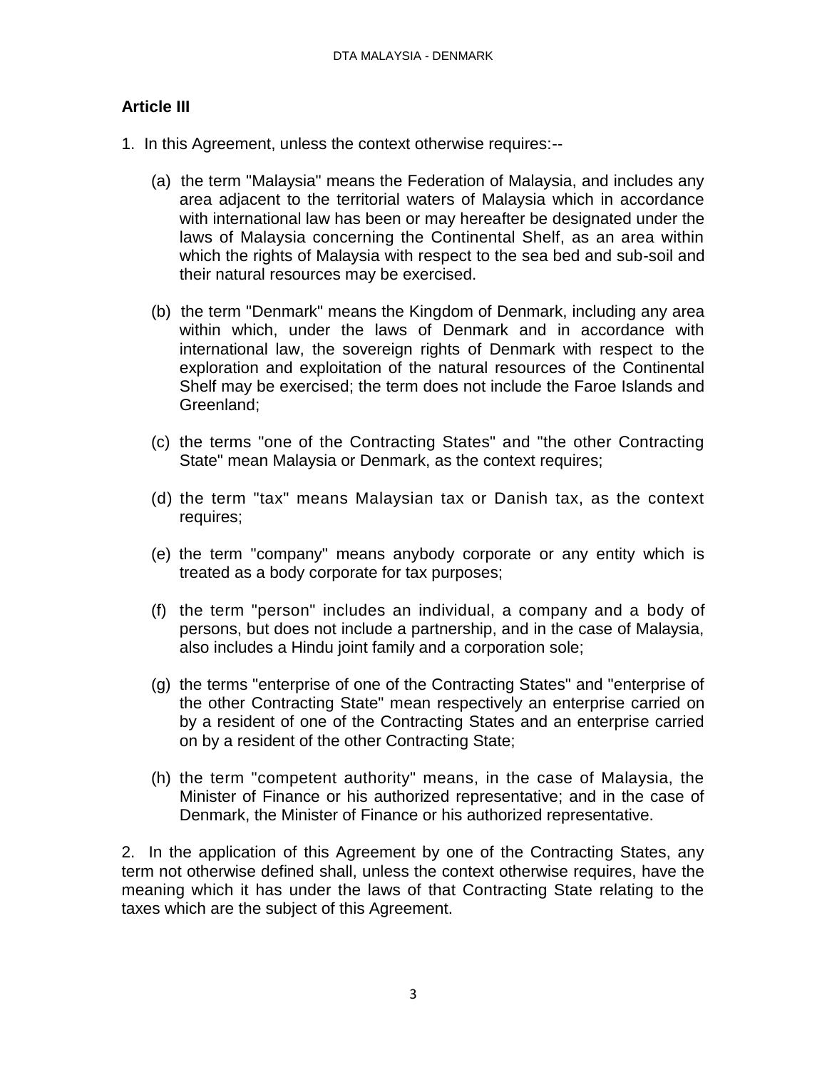## Article III

1. In this Agreement, unless the context otherwise requires:--

   (a) the term "Malaysia" means the Federation of Malaysia, and includes any area adjacent to the territorial waters of Malaysia which in accordance with international law has been or may hereafter be designated under the laws of Malaysia concerning the Continental Shelf, as an area within which the rights of Malaysia with respect to the sea bed and sub-soil and their natural resources may be exercised.

   (b) the term "Denmark" means the Kingdom of Denmark, including any area within which, under the laws of Denmark and in accordance with international law, the sovereign rights of Denmark with respect to the exploration and exploitation of the natural resources of the Continental Shelf may be exercised; the term does not include the Faroe Islands and Greenland;

   (c) the terms "one of the Contracting States" and "the other Contracting State" mean Malaysia or Denmark, as the context requires;

   (d) the term "tax" means Malaysian tax or Danish tax, as the context requires;

   (e) the term "company" means anybody corporate or any entity which is treated as a body corporate for tax purposes;

   (f) the term "person" includes an individual, a company and a body of persons, but does not include a partnership, and in the case of Malaysia, also includes a Hindu joint family and a corporation sole;

   (g) the terms "enterprise of one of the Contracting States" and "enterprise of the other Contracting State" mean respectively an enterprise carried on by a resident of one of the Contracting States and an enterprise carried on by a resident of the other Contracting State;

   (h) the term "competent authority" means, in the case of Malaysia, the Minister of Finance or his authorized representative; and in the case of Denmark, the Minister of Finance or his authorized representative.

2. In the application of this Agreement by one of the Contracting States, any term not otherwise defined shall, unless the context otherwise requires, have the meaning which it has under the laws of that Contracting State relating to the taxes which are the subject of this Agreement.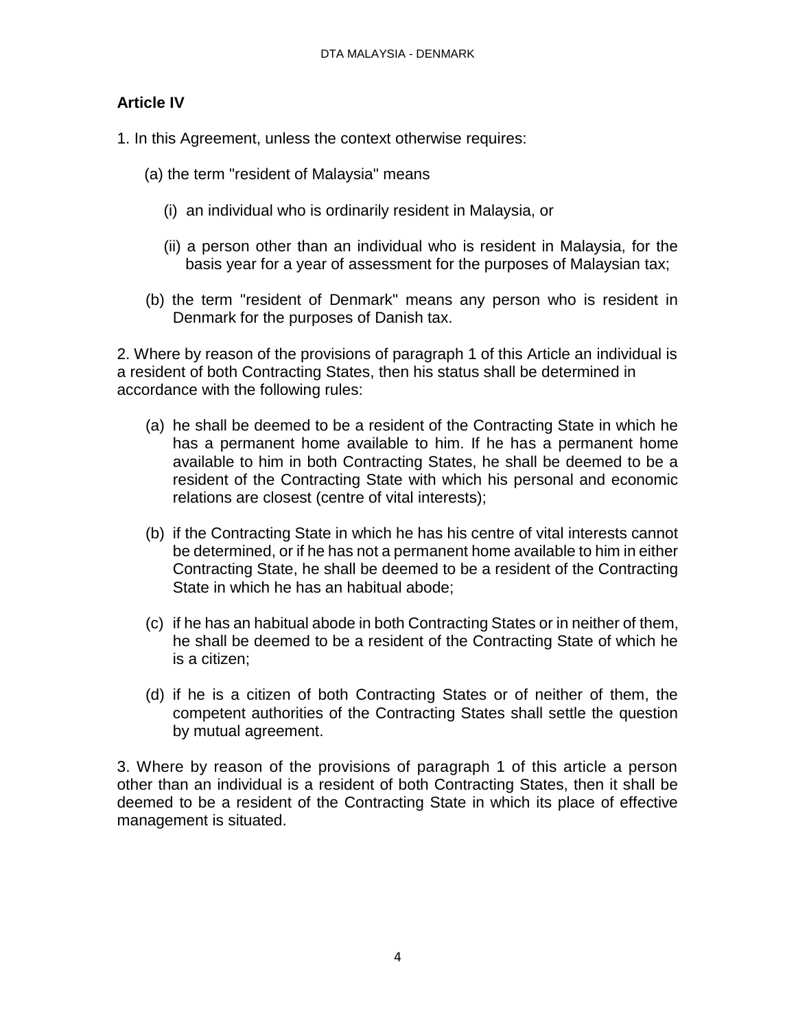## Article IV

1. In this Agreement, unless the context otherwise requires:

(a) the term "resident of Malaysia" means

(i) an individual who is ordinarily resident in Malaysia, or

(ii) a person other than an individual who is resident in Malaysia, for the basis year for a year of assessment for the purposes of Malaysian tax;

(b) the term "resident of Denmark" means any person who is resident in Denmark for the purposes of Danish tax.

2. Where by reason of the provisions of paragraph 1 of this Article an individual is a resident of both Contracting States, then his status shall be determined in accordance with the following rules:

(a) he shall be deemed to be a resident of the Contracting State in which he has a permanent home available to him. If he has a permanent home available to him in both Contracting States, he shall be deemed to be a resident of the Contracting State with which his personal and economic relations are closest (centre of vital interests);

(b) if the Contracting State in which he has his centre of vital interests cannot be determined, or if he has not a permanent home available to him in either Contracting State, he shall be deemed to be a resident of the Contracting State in which he has an habitual abode;

(c) if he has an habitual abode in both Contracting States or in neither of them, he shall be deemed to be a resident of the Contracting State of which he is a citizen;

(d) if he is a citizen of both Contracting States or of neither of them, the competent authorities of the Contracting States shall settle the question by mutual agreement.

3. Where by reason of the provisions of paragraph 1 of this article a person other than an individual is a resident of both Contracting States, then it shall be deemed to be a resident of the Contracting State in which its place of effective management is situated.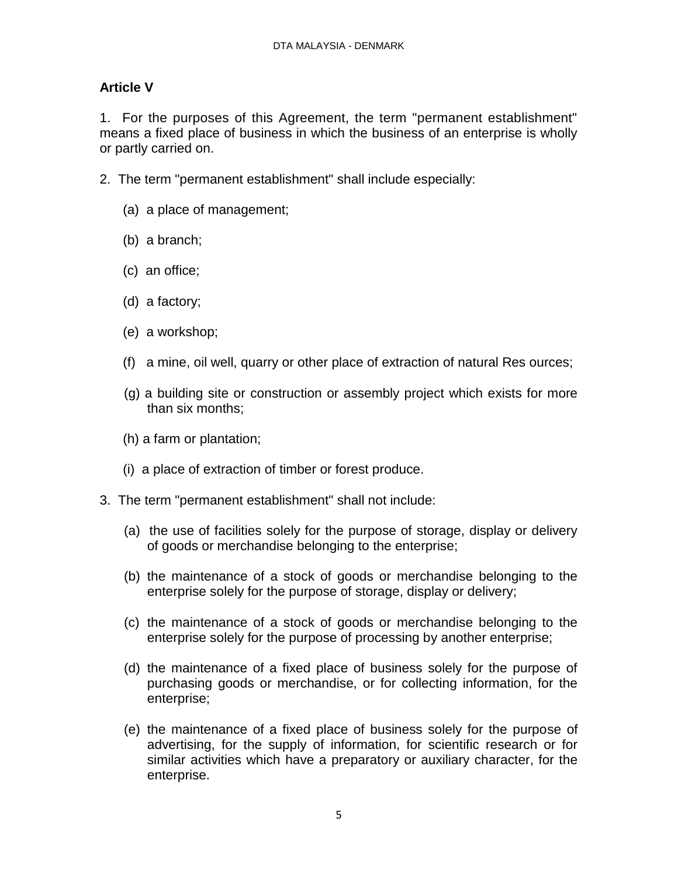## Article V

1. For the purposes of this Agreement, the term "permanent establishment" means a fixed place of business in which the business of an enterprise is wholly or partly carried on.

2. The term "permanent establishment" shall include especially:

(a) a place of management;

(b) a branch;

(c) an office;

(d) a factory;

(e) a workshop;

(f) a mine, oil well, quarry or other place of extraction of natural Res ources;

(g) a building site or construction or assembly project which exists for more than six months;

(h) a farm or plantation;

(i) a place of extraction of timber or forest produce.

3. The term "permanent establishment" shall not include:

(a) the use of facilities solely for the purpose of storage, display or delivery of goods or merchandise belonging to the enterprise;

(b) the maintenance of a stock of goods or merchandise belonging to the enterprise solely for the purpose of storage, display or delivery;

(c) the maintenance of a stock of goods or merchandise belonging to the enterprise solely for the purpose of processing by another enterprise;

(d) the maintenance of a fixed place of business solely for the purpose of purchasing goods or merchandise, or for collecting information, for the enterprise;

(e) the maintenance of a fixed place of business solely for the purpose of advertising, for the supply of information, for scientific research or for similar activities which have a preparatory or auxiliary character, for the enterprise.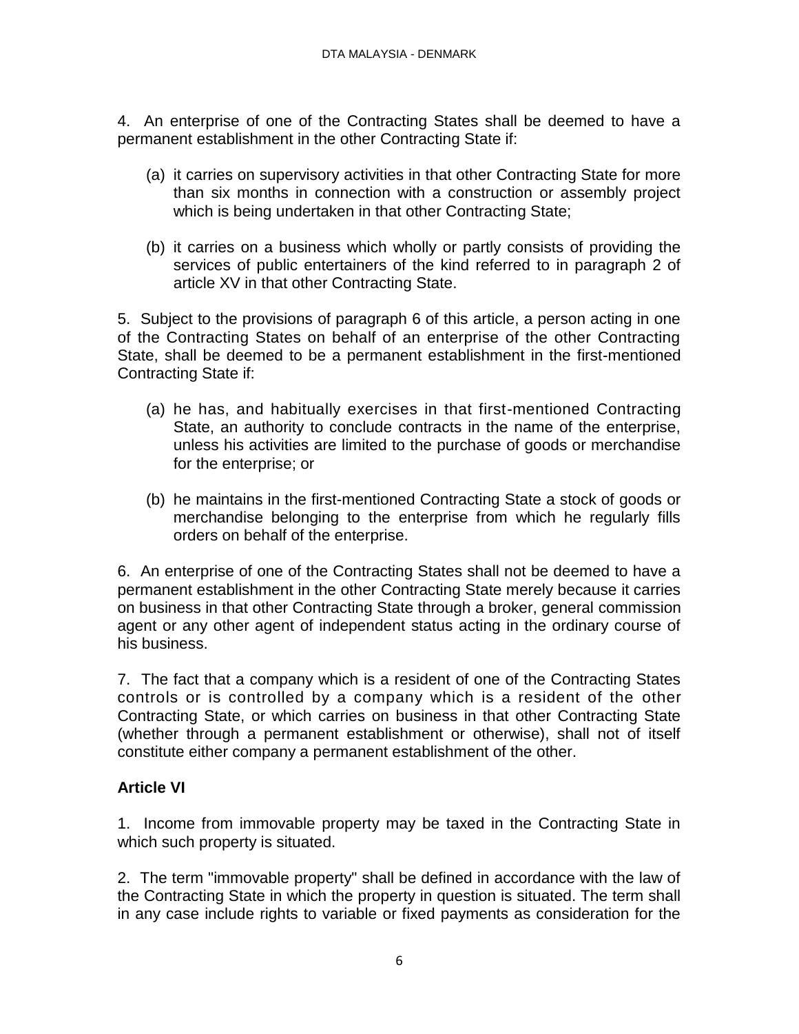4. An enterprise of one of the Contracting States shall be deemed to have a permanent establishment in the other Contracting State if:

(a) it carries on supervisory activities in that other Contracting State for more than six months in connection with a construction or assembly project which is being undertaken in that other Contracting State;

(b) it carries on a business which wholly or partly consists of providing the services of public entertainers of the kind referred to in paragraph 2 of article XV in that other Contracting State.

5. Subject to the provisions of paragraph 6 of this article, a person acting in one of the Contracting States on behalf of an enterprise of the other Contracting State, shall be deemed to be a permanent establishment in the first-mentioned Contracting State if:

(a) he has, and habitually exercises in that first-mentioned Contracting State, an authority to conclude contracts in the name of the enterprise, unless his activities are limited to the purchase of goods or merchandise for the enterprise; or

(b) he maintains in the first-mentioned Contracting State a stock of goods or merchandise belonging to the enterprise from which he regularly fills orders on behalf of the enterprise.

6. An enterprise of one of the Contracting States shall not be deemed to have a permanent establishment in the other Contracting State merely because it carries on business in that other Contracting State through a broker, general commission agent or any other agent of independent status acting in the ordinary course of his business.

7. The fact that a company which is a resident of one of the Contracting States controls or is controlled by a company which is a resident of the other Contracting State, or which carries on business in that other Contracting State (whether through a permanent establishment or otherwise), shall not of itself constitute either company a permanent establishment of the other.

**Article VI**

1. Income from immovable property may be taxed in the Contracting State in which such property is situated.

2. The term "immovable property" shall be defined in accordance with the law of the Contracting State in which the property in question is situated. The term shall in any case include rights to variable or fixed payments as consideration for the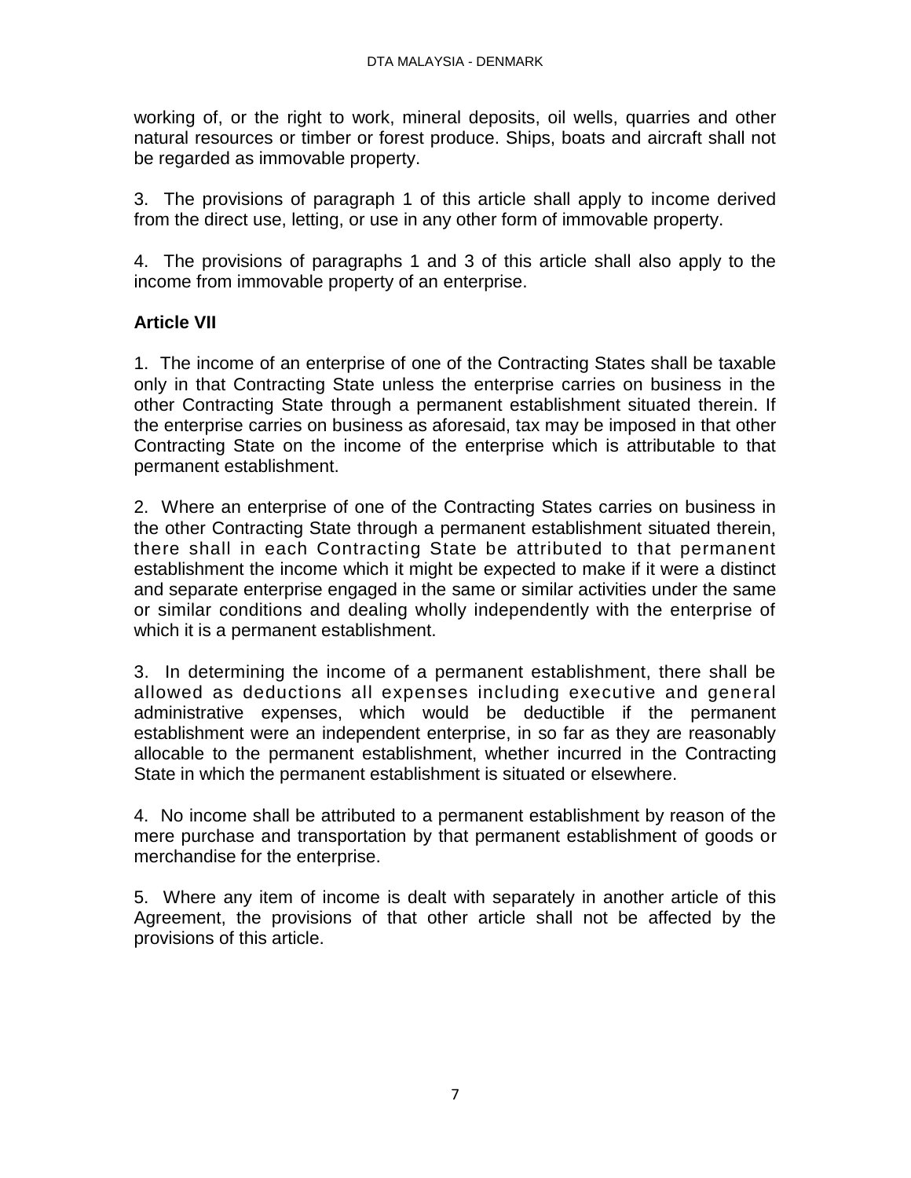working of, or the right to work, mineral deposits, oil wells, quarries and other natural resources or timber or forest produce. Ships, boats and aircraft shall not be regarded as immovable property.

3. The provisions of paragraph 1 of this article shall apply to income derived from the direct use, letting, or use in any other form of immovable property.

4. The provisions of paragraphs 1 and 3 of this article shall also apply to the income from immovable property of an enterprise.

**Article VII**

1. The income of an enterprise of one of the Contracting States shall be taxable only in that Contracting State unless the enterprise carries on business in the other Contracting State through a permanent establishment situated therein. If the enterprise carries on business as aforesaid, tax may be imposed in that other Contracting State on the income of the enterprise which is attributable to that permanent establishment.

2. Where an enterprise of one of the Contracting States carries on business in the other Contracting State through a permanent establishment situated therein, there shall in each Contracting State be attributed to that permanent establishment the income which it might be expected to make if it were a distinct and separate enterprise engaged in the same or similar activities under the same or similar conditions and dealing wholly independently with the enterprise of which it is a permanent establishment.

3. In determining the income of a permanent establishment, there shall be allowed as deductions all expenses including executive and general administrative expenses, which would be deductible if the permanent establishment were an independent enterprise, in so far as they are reasonably allocable to the permanent establishment, whether incurred in the Contracting State in which the permanent establishment is situated or elsewhere.

4. No income shall be attributed to a permanent establishment by reason of the mere purchase and transportation by that permanent establishment of goods or merchandise for the enterprise.

5. Where any item of income is dealt with separately in another article of this Agreement, the provisions of that other article shall not be affected by the provisions of this article.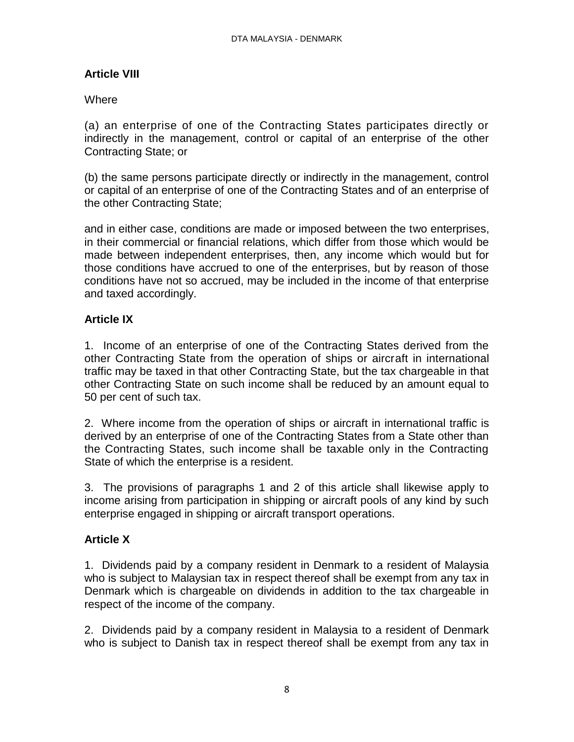**Article VIII**

Where

(a) an enterprise of one of the Contracting States participates directly or indirectly in the management, control or capital of an enterprise of the other Contracting State; or

(b) the same persons participate directly or indirectly in the management, control or capital of an enterprise of one of the Contracting States and of an enterprise of the other Contracting State;

and in either case, conditions are made or imposed between the two enterprises, in their commercial or financial relations, which differ from those which would be made between independent enterprises, then, any income which would but for those conditions have accrued to one of the enterprises, but by reason of those conditions have not so accrued, may be included in the income of that enterprise and taxed accordingly.

**Article IX**

1. Income of an enterprise of one of the Contracting States derived from the other Contracting State from the operation of ships or aircraft in international traffic may be taxed in that other Contracting State, but the tax chargeable in that other Contracting State on such income shall be reduced by an amount equal to 50 per cent of such tax.

2. Where income from the operation of ships or aircraft in international traffic is derived by an enterprise of one of the Contracting States from a State other than the Contracting States, such income shall be taxable only in the Contracting State of which the enterprise is a resident.

3. The provisions of paragraphs 1 and 2 of this article shall likewise apply to income arising from participation in shipping or aircraft pools of any kind by such enterprise engaged in shipping or aircraft transport operations.

**Article X**

1. Dividends paid by a company resident in Denmark to a resident of Malaysia who is subject to Malaysian tax in respect thereof shall be exempt from any tax in Denmark which is chargeable on dividends in addition to the tax chargeable in respect of the income of the company.

2. Dividends paid by a company resident in Malaysia to a resident of Denmark who is subject to Danish tax in respect thereof shall be exempt from any tax in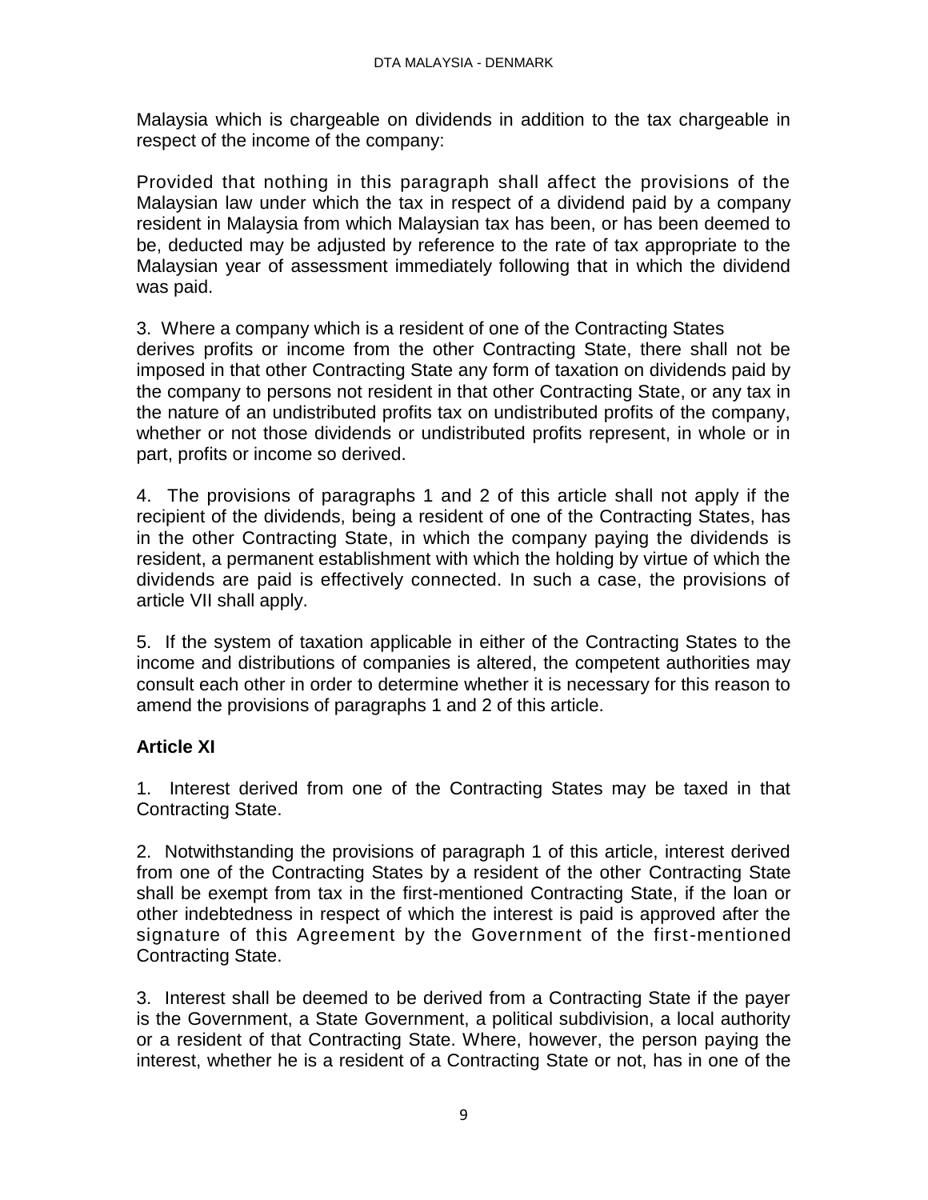Malaysia which is chargeable on dividends in addition to the tax chargeable in respect of the income of the company:

Provided that nothing in this paragraph shall affect the provisions of the Malaysian law under which the tax in respect of a dividend paid by a company resident in Malaysia from which Malaysian tax has been, or has been deemed to be, deducted may be adjusted by reference to the rate of tax appropriate to the Malaysian year of assessment immediately following that in which the dividend was paid.

3. Where a company which is a resident of one of the Contracting States derives profits or income from the other Contracting State, there shall not be imposed in that other Contracting State any form of taxation on dividends paid by the company to persons not resident in that other Contracting State, or any tax in the nature of an undistributed profits tax on undistributed profits of the company, whether or not those dividends or undistributed profits represent, in whole or in part, profits or income so derived.

4. The provisions of paragraphs 1 and 2 of this article shall not apply if the recipient of the dividends, being a resident of one of the Contracting States, has in the other Contracting State, in which the company paying the dividends is resident, a permanent establishment with which the holding by virtue of which the dividends are paid is effectively connected. In such a case, the provisions of article VII shall apply.

5. If the system of taxation applicable in either of the Contracting States to the income and distributions of companies is altered, the competent authorities may consult each other in order to determine whether it is necessary for this reason to amend the provisions of paragraphs 1 and 2 of this article.

**Article XI**

1. Interest derived from one of the Contracting States may be taxed in that Contracting State.

2. Notwithstanding the provisions of paragraph 1 of this article, interest derived from one of the Contracting States by a resident of the other Contracting State shall be exempt from tax in the first-mentioned Contracting State, if the loan or other indebtedness in respect of which the interest is paid is approved after the signature of this Agreement by the Government of the first-mentioned Contracting State.

3. Interest shall be deemed to be derived from a Contracting State if the payer is the Government, a State Government, a political subdivision, a local authority or a resident of that Contracting State. Where, however, the person paying the interest, whether he is a resident of a Contracting State or not, has in one of the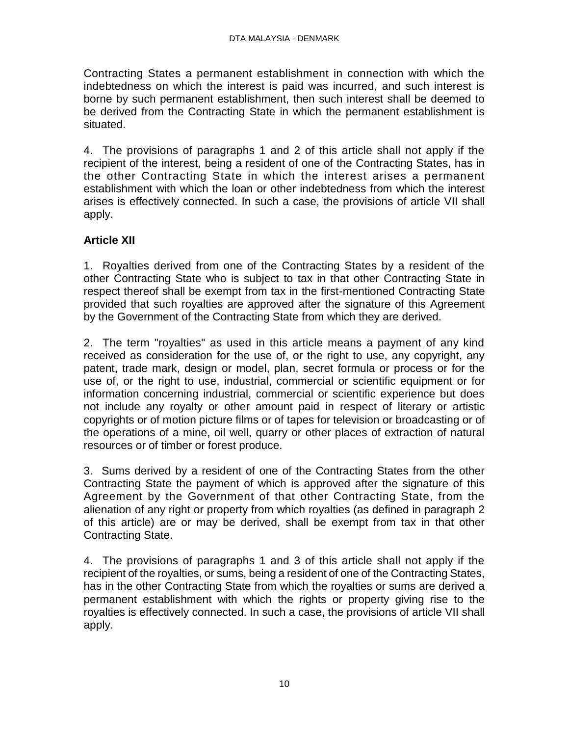Contracting States a permanent establishment in connection with which the indebtedness on which the interest is paid was incurred, and such interest is borne by such permanent establishment, then such interest shall be deemed to be derived from the Contracting State in which the permanent establishment is situated.

4. The provisions of paragraphs 1 and 2 of this article shall not apply if the recipient of the interest, being a resident of one of the Contracting States, has in the other Contracting State in which the interest arises a permanent establishment with which the loan or other indebtedness from which the interest arises is effectively connected. In such a case, the provisions of article VII shall apply.

**Article XII**

1. Royalties derived from one of the Contracting States by a resident of the other Contracting State who is subject to tax in that other Contracting State in respect thereof shall be exempt from tax in the first-mentioned Contracting State provided that such royalties are approved after the signature of this Agreement by the Government of the Contracting State from which they are derived.

2. The term "royalties" as used in this article means a payment of any kind received as consideration for the use of, or the right to use, any copyright, any patent, trade mark, design or model, plan, secret formula or process or for the use of, or the right to use, industrial, commercial or scientific equipment or for information concerning industrial, commercial or scientific experience but does not include any royalty or other amount paid in respect of literary or artistic copyrights or of motion picture films or of tapes for television or broadcasting or of the operations of a mine, oil well, quarry or other places of extraction of natural resources or of timber or forest produce.

3. Sums derived by a resident of one of the Contracting States from the other Contracting State the payment of which is approved after the signature of this Agreement by the Government of that other Contracting State, from the alienation of any right or property from which royalties (as defined in paragraph 2 of this article) are or may be derived, shall be exempt from tax in that other Contracting State.

4. The provisions of paragraphs 1 and 3 of this article shall not apply if the recipient of the royalties, or sums, being a resident of one of the Contracting States, has in the other Contracting State from which the royalties or sums are derived a permanent establishment with which the rights or property giving rise to the royalties is effectively connected. In such a case, the provisions of article VII shall apply.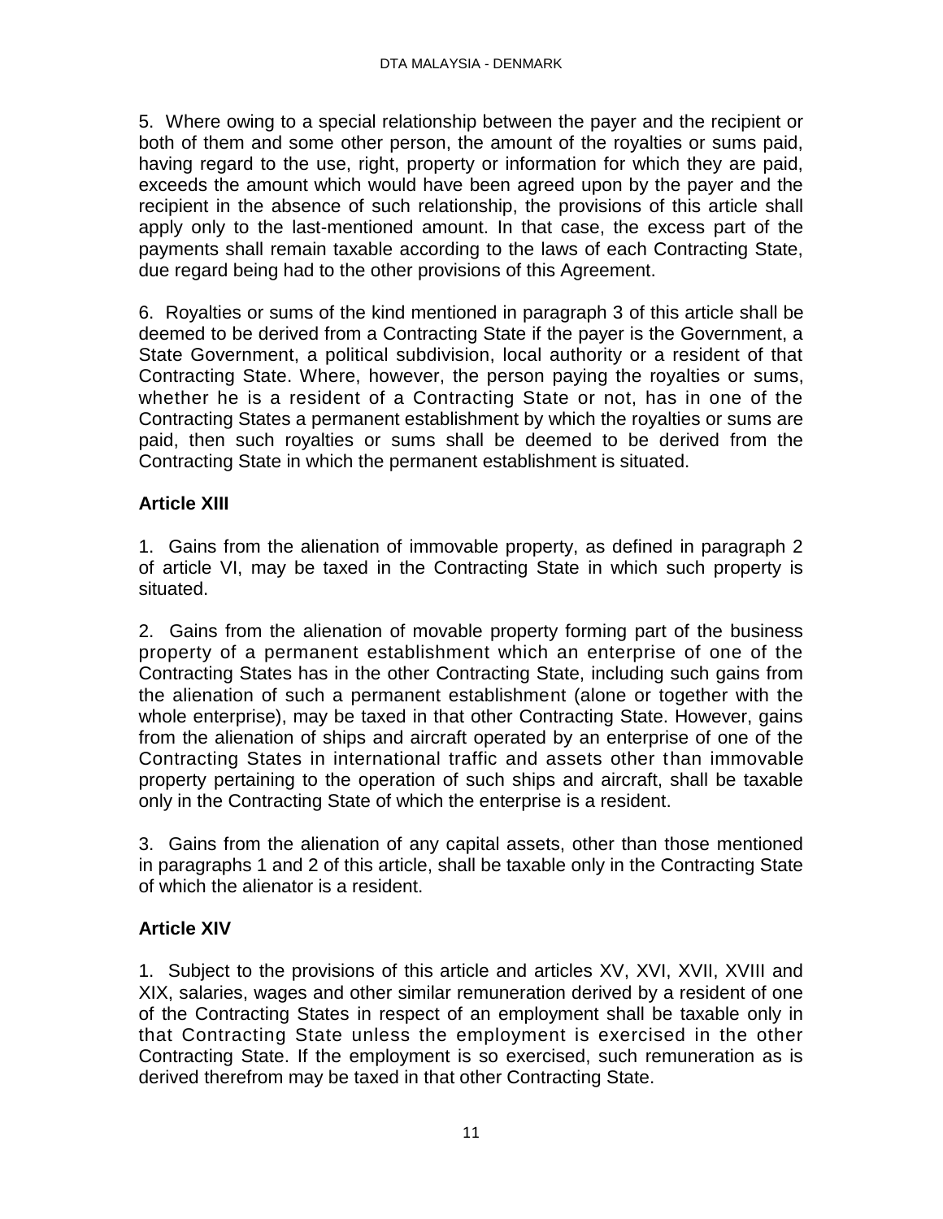5. Where owing to a special relationship between the payer and the recipient or both of them and some other person, the amount of the royalties or sums paid, having regard to the use, right, property or information for which they are paid, exceeds the amount which would have been agreed upon by the payer and the recipient in the absence of such relationship, the provisions of this article shall apply only to the last-mentioned amount. In that case, the excess part of the payments shall remain taxable according to the laws of each Contracting State, due regard being had to the other provisions of this Agreement.

6. Royalties or sums of the kind mentioned in paragraph 3 of this article shall be deemed to be derived from a Contracting State if the payer is the Government, a State Government, a political subdivision, local authority or a resident of that Contracting State. Where, however, the person paying the royalties or sums, whether he is a resident of a Contracting State or not, has in one of the Contracting States a permanent establishment by which the royalties or sums are paid, then such royalties or sums shall be deemed to be derived from the Contracting State in which the permanent establishment is situated.

## Article XIII

1. Gains from the alienation of immovable property, as defined in paragraph 2 of article VI, may be taxed in the Contracting State in which such property is situated.

2. Gains from the alienation of movable property forming part of the business property of a permanent establishment which an enterprise of one of the Contracting States has in the other Contracting State, including such gains from the alienation of such a permanent establishment (alone or together with the whole enterprise), may be taxed in that other Contracting State. However, gains from the alienation of ships and aircraft operated by an enterprise of one of the Contracting States in international traffic and assets other than immovable property pertaining to the operation of such ships and aircraft, shall be taxable only in the Contracting State of which the enterprise is a resident.

3. Gains from the alienation of any capital assets, other than those mentioned in paragraphs 1 and 2 of this article, shall be taxable only in the Contracting State of which the alienator is a resident.

## Article XIV

1. Subject to the provisions of this article and articles XV, XVI, XVII, XVIII and XIX, salaries, wages and other similar remuneration derived by a resident of one of the Contracting States in respect of an employment shall be taxable only in that Contracting State unless the employment is exercised in the other Contracting State. If the employment is so exercised, such remuneration as is derived therefrom may be taxed in that other Contracting State.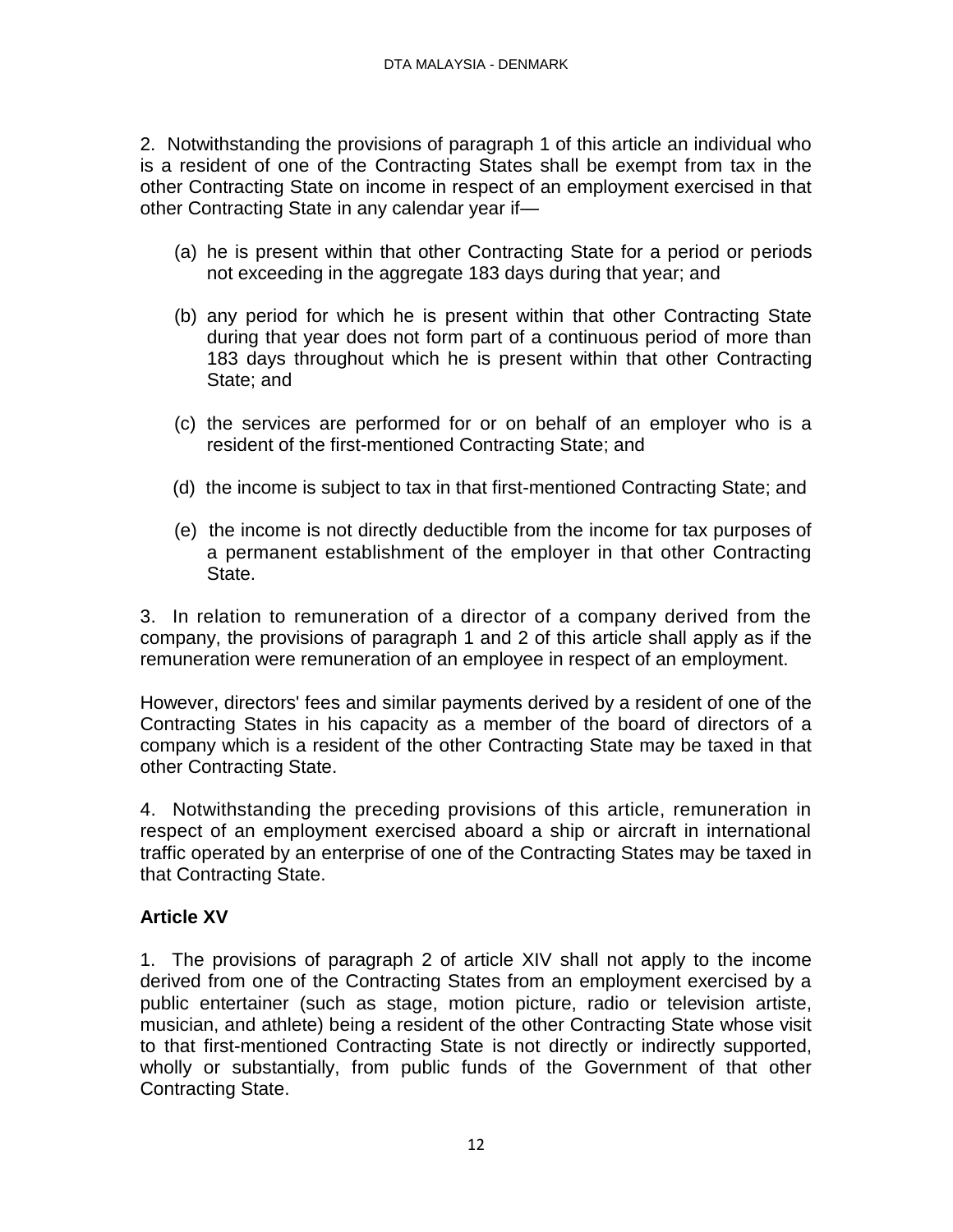2. Notwithstanding the provisions of paragraph 1 of this article an individual who is a resident of one of the Contracting States shall be exempt from tax in the other Contracting State on income in respect of an employment exercised in that other Contracting State in any calendar year if—

(a) he is present within that other Contracting State for a period or periods not exceeding in the aggregate 183 days during that year; and

(b) any period for which he is present within that other Contracting State during that year does not form part of a continuous period of more than 183 days throughout which he is present within that other Contracting State; and

(c) the services are performed for or on behalf of an employer who is a resident of the first-mentioned Contracting State; and

(d) the income is subject to tax in that first-mentioned Contracting State; and

(e) the income is not directly deductible from the income for tax purposes of a permanent establishment of the employer in that other Contracting State.

3. In relation to remuneration of a director of a company derived from the company, the provisions of paragraph 1 and 2 of this article shall apply as if the remuneration were remuneration of an employee in respect of an employment.

However, directors' fees and similar payments derived by a resident of one of the Contracting States in his capacity as a member of the board of directors of a company which is a resident of the other Contracting State may be taxed in that other Contracting State.

4. Notwithstanding the preceding provisions of this article, remuneration in respect of an employment exercised aboard a ship or aircraft in international traffic operated by an enterprise of one of the Contracting States may be taxed in that Contracting State.

## Article XV

1. The provisions of paragraph 2 of article XIV shall not apply to the income derived from one of the Contracting States from an employment exercised by a public entertainer (such as stage, motion picture, radio or television artiste, musician, and athlete) being a resident of the other Contracting State whose visit to that first-mentioned Contracting State is not directly or indirectly supported, wholly or substantially, from public funds of the Government of that other Contracting State.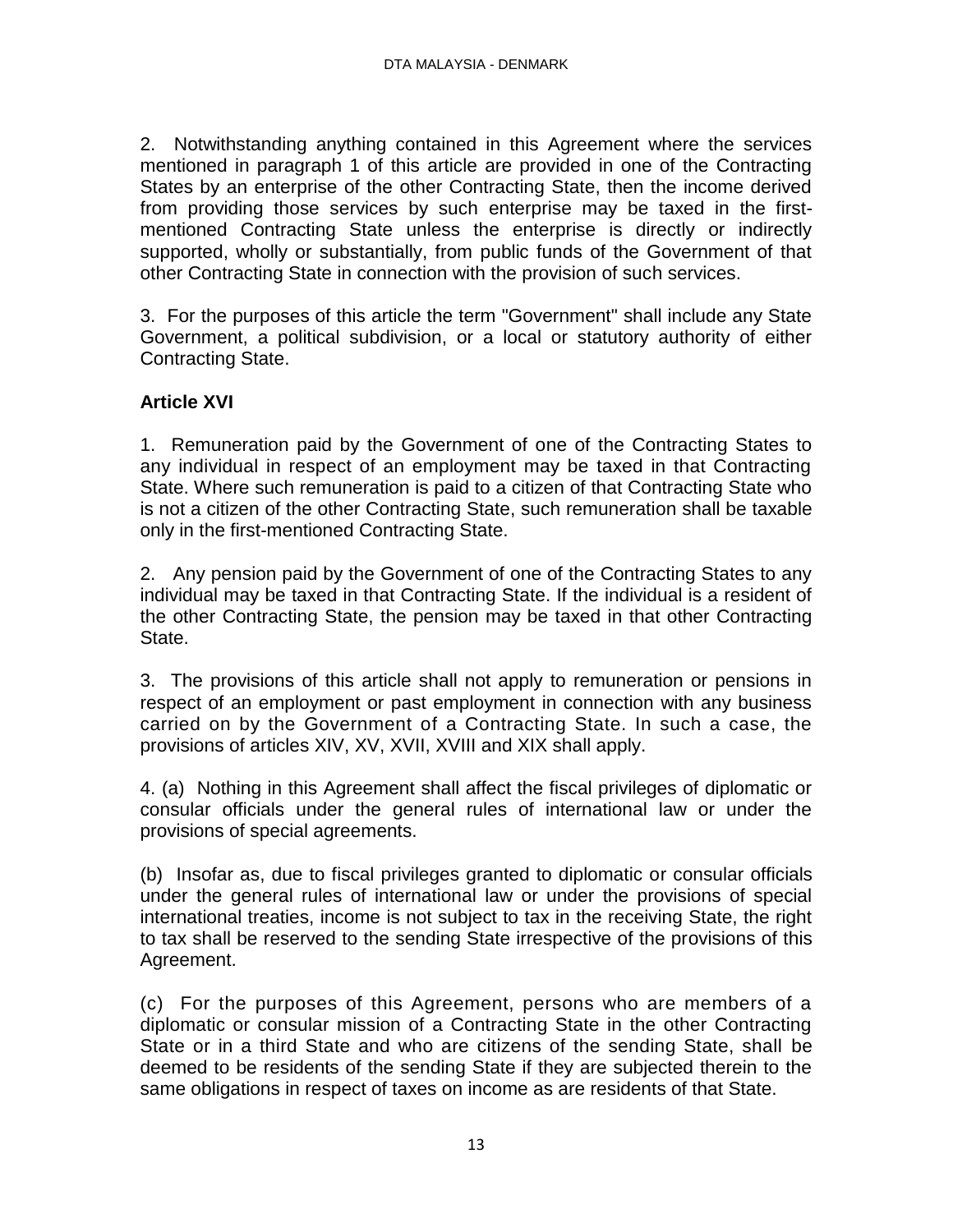2. Notwithstanding anything contained in this Agreement where the services mentioned in paragraph 1 of this article are provided in one of the Contracting States by an enterprise of the other Contracting State, then the income derived from providing those services by such enterprise may be taxed in the first-mentioned Contracting State unless the enterprise is directly or indirectly supported, wholly or substantially, from public funds of the Government of that other Contracting State in connection with the provision of such services.

3. For the purposes of this article the term "Government" shall include any State Government, a political subdivision, or a local or statutory authority of either Contracting State.

**Article XVI**

1. Remuneration paid by the Government of one of the Contracting States to any individual in respect of an employment may be taxed in that Contracting State. Where such remuneration is paid to a citizen of that Contracting State who is not a citizen of the other Contracting State, such remuneration shall be taxable only in the first-mentioned Contracting State.

2. Any pension paid by the Government of one of the Contracting States to any individual may be taxed in that Contracting State. If the individual is a resident of the other Contracting State, the pension may be taxed in that other Contracting State.

3. The provisions of this article shall not apply to remuneration or pensions in respect of an employment or past employment in connection with any business carried on by the Government of a Contracting State. In such a case, the provisions of articles XIV, XV, XVII, XVIII and XIX shall apply.

4. (a) Nothing in this Agreement shall affect the fiscal privileges of diplomatic or consular officials under the general rules of international law or under the provisions of special agreements.

(b) Insofar as, due to fiscal privileges granted to diplomatic or consular officials under the general rules of international law or under the provisions of special international treaties, income is not subject to tax in the receiving State, the right to tax shall be reserved to the sending State irrespective of the provisions of this Agreement.

(c) For the purposes of this Agreement, persons who are members of a diplomatic or consular mission of a Contracting State in the other Contracting State or in a third State and who are citizens of the sending State, shall be deemed to be residents of the sending State if they are subjected therein to the same obligations in respect of taxes on income as are residents of that State.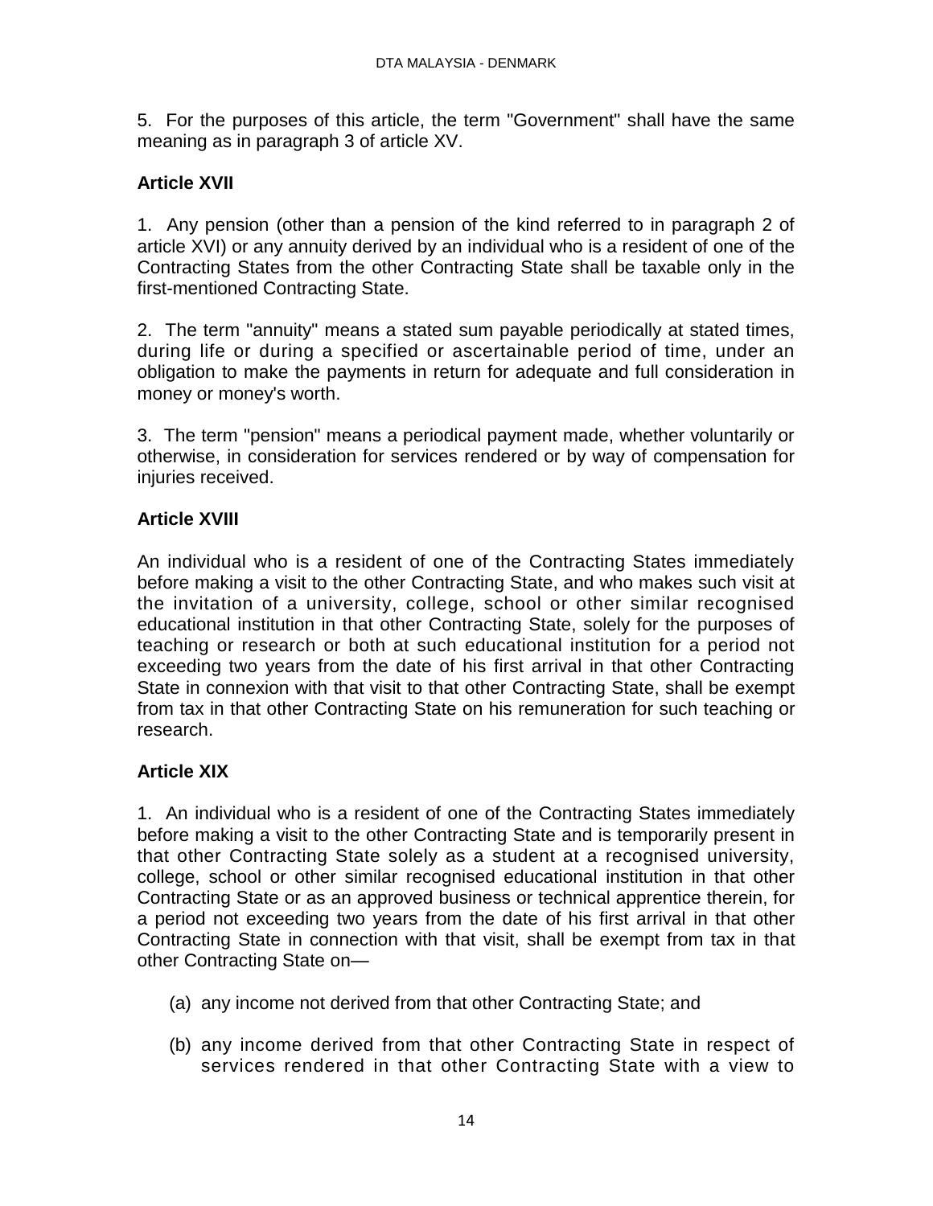5. For the purposes of this article, the term "Government" shall have the same meaning as in paragraph 3 of article XV.

**Article XVII**

1. Any pension (other than a pension of the kind referred to in paragraph 2 of article XVI) or any annuity derived by an individual who is a resident of one of the Contracting States from the other Contracting State shall be taxable only in the first-mentioned Contracting State.

2. The term "annuity" means a stated sum payable periodically at stated times, during life or during a specified or ascertainable period of time, under an obligation to make the payments in return for adequate and full consideration in money or money's worth.

3. The term "pension" means a periodical payment made, whether voluntarily or otherwise, in consideration for services rendered or by way of compensation for injuries received.

**Article XVIII**

An individual who is a resident of one of the Contracting States immediately before making a visit to the other Contracting State, and who makes such visit at the invitation of a university, college, school or other similar recognised educational institution in that other Contracting State, solely for the purposes of teaching or research or both at such educational institution for a period not exceeding two years from the date of his first arrival in that other Contracting State in connexion with that visit to that other Contracting State, shall be exempt from tax in that other Contracting State on his remuneration for such teaching or research.

**Article XIX**

1. An individual who is a resident of one of the Contracting States immediately before making a visit to the other Contracting State and is temporarily present in that other Contracting State solely as a student at a recognised university, college, school or other similar recognised educational institution in that other Contracting State or as an approved business or technical apprentice therein, for a period not exceeding two years from the date of his first arrival in that other Contracting State in connection with that visit, shall be exempt from tax in that other Contracting State on—

(a) any income not derived from that other Contracting State; and

(b) any income derived from that other Contracting State in respect of services rendered in that other Contracting State with a view to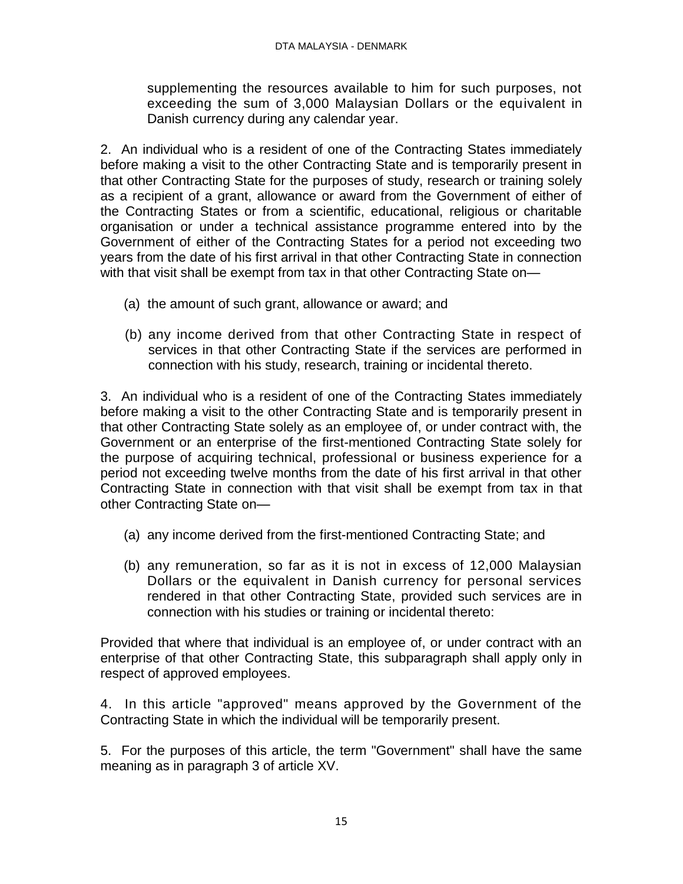supplementing the resources available to him for such purposes, not exceeding the sum of 3,000 Malaysian Dollars or the equivalent in Danish currency during any calendar year.

2. An individual who is a resident of one of the Contracting States immediately before making a visit to the other Contracting State and is temporarily present in that other Contracting State for the purposes of study, research or training solely as a recipient of a grant, allowance or award from the Government of either of the Contracting States or from a scientific, educational, religious or charitable organisation or under a technical assistance programme entered into by the Government of either of the Contracting States for a period not exceeding two years from the date of his first arrival in that other Contracting State in connection with that visit shall be exempt from tax in that other Contracting State on—

(a) the amount of such grant, allowance or award; and

(b) any income derived from that other Contracting State in respect of services in that other Contracting State if the services are performed in connection with his study, research, training or incidental thereto.

3. An individual who is a resident of one of the Contracting States immediately before making a visit to the other Contracting State and is temporarily present in that other Contracting State solely as an employee of, or under contract with, the Government or an enterprise of the first-mentioned Contracting State solely for the purpose of acquiring technical, professional or business experience for a period not exceeding twelve months from the date of his first arrival in that other Contracting State in connection with that visit shall be exempt from tax in that other Contracting State on—

(a) any income derived from the first-mentioned Contracting State; and

(b) any remuneration, so far as it is not in excess of 12,000 Malaysian Dollars or the equivalent in Danish currency for personal services rendered in that other Contracting State, provided such services are in connection with his studies or training or incidental thereto:

Provided that where that individual is an employee of, or under contract with an enterprise of that other Contracting State, this subparagraph shall apply only in respect of approved employees.

4. In this article "approved" means approved by the Government of the Contracting State in which the individual will be temporarily present.

5. For the purposes of this article, the term "Government" shall have the same meaning as in paragraph 3 of article XV.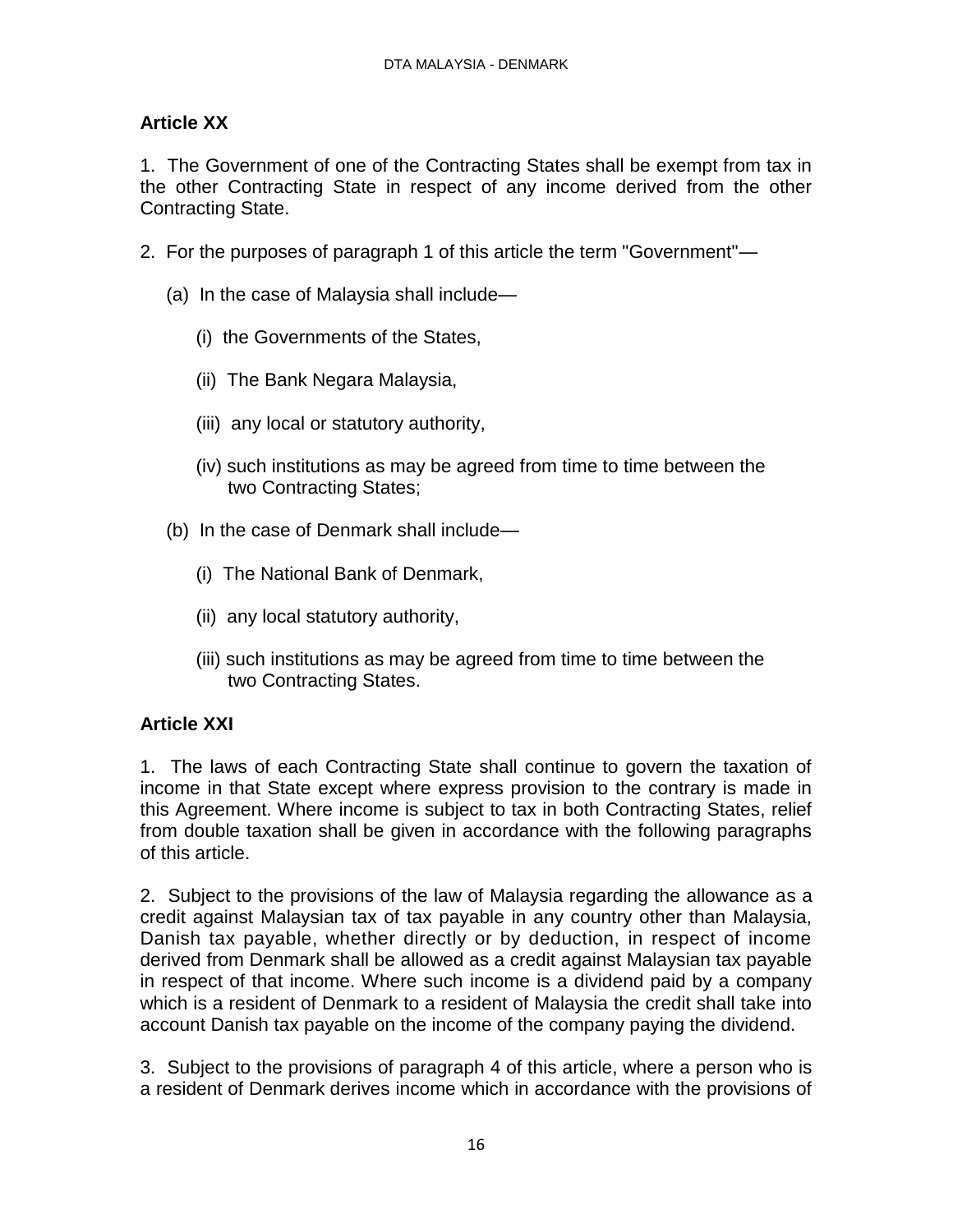**Article XX**

1. The Government of one of the Contracting States shall be exempt from tax in the other Contracting State in respect of any income derived from the other Contracting State.

2. For the purposes of paragraph 1 of this article the term "Government"—

(a) In the case of Malaysia shall include—

(i) the Governments of the States,

(ii) The Bank Negara Malaysia,

(iii) any local or statutory authority,

(iv) such institutions as may be agreed from time to time between the two Contracting States;

(b) In the case of Denmark shall include—

(i) The National Bank of Denmark,

(ii) any local statutory authority,

(iii) such institutions as may be agreed from time to time between the two Contracting States.

**Article XXI**

1. The laws of each Contracting State shall continue to govern the taxation of income in that State except where express provision to the contrary is made in this Agreement. Where income is subject to tax in both Contracting States, relief from double taxation shall be given in accordance with the following paragraphs of this article.

2. Subject to the provisions of the law of Malaysia regarding the allowance as a credit against Malaysian tax of tax payable in any country other than Malaysia, Danish tax payable, whether directly or by deduction, in respect of income derived from Denmark shall be allowed as a credit against Malaysian tax payable in respect of that income. Where such income is a dividend paid by a company which is a resident of Denmark to a resident of Malaysia the credit shall take into account Danish tax payable on the income of the company paying the dividend.

3. Subject to the provisions of paragraph 4 of this article, where a person who is a resident of Denmark derives income which in accordance with the provisions of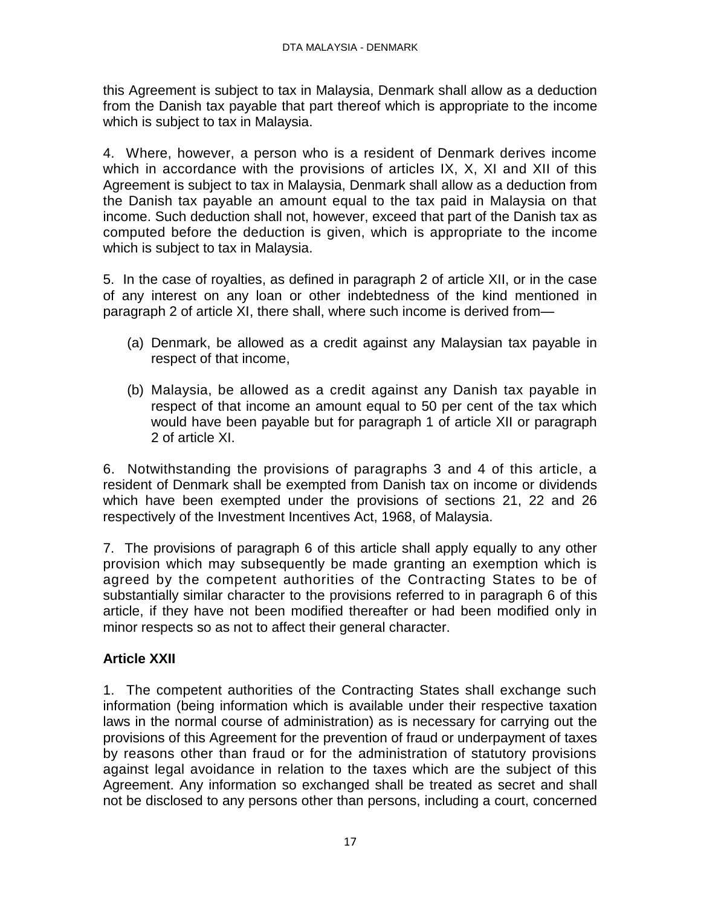this Agreement is subject to tax in Malaysia, Denmark shall allow as a deduction from the Danish tax payable that part thereof which is appropriate to the income which is subject to tax in Malaysia.

4. Where, however, a person who is a resident of Denmark derives income which in accordance with the provisions of articles IX, X, XI and XII of this Agreement is subject to tax in Malaysia, Denmark shall allow as a deduction from the Danish tax payable an amount equal to the tax paid in Malaysia on that income. Such deduction shall not, however, exceed that part of the Danish tax as computed before the deduction is given, which is appropriate to the income which is subject to tax in Malaysia.

5. In the case of royalties, as defined in paragraph 2 of article XII, or in the case of any interest on any loan or other indebtedness of the kind mentioned in paragraph 2 of article XI, there shall, where such income is derived from—

(a) Denmark, be allowed as a credit against any Malaysian tax payable in respect of that income,

(b) Malaysia, be allowed as a credit against any Danish tax payable in respect of that income an amount equal to 50 per cent of the tax which would have been payable but for paragraph 1 of article XII or paragraph 2 of article XI.

6. Notwithstanding the provisions of paragraphs 3 and 4 of this article, a resident of Denmark shall be exempted from Danish tax on income or dividends which have been exempted under the provisions of sections 21, 22 and 26 respectively of the Investment Incentives Act, 1968, of Malaysia.

7. The provisions of paragraph 6 of this article shall apply equally to any other provision which may subsequently be made granting an exemption which is agreed by the competent authorities of the Contracting States to be of substantially similar character to the provisions referred to in paragraph 6 of this article, if they have not been modified thereafter or had been modified only in minor respects so as not to affect their general character.

### Article XXII

1. The competent authorities of the Contracting States shall exchange such information (being information which is available under their respective taxation laws in the normal course of administration) as is necessary for carrying out the provisions of this Agreement for the prevention of fraud or underpayment of taxes by reasons other than fraud or for the administration of statutory provisions against legal avoidance in relation to the taxes which are the subject of this Agreement. Any information so exchanged shall be treated as secret and shall not be disclosed to any persons other than persons, including a court, concerned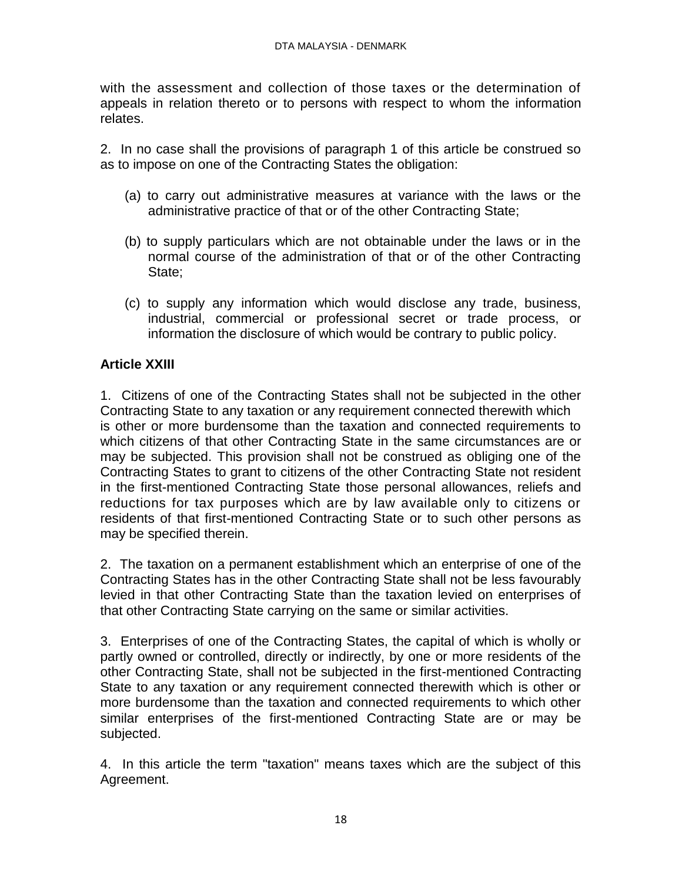with the assessment and collection of those taxes or the determination of appeals in relation thereto or to persons with respect to whom the information relates.

2. In no case shall the provisions of paragraph 1 of this article be construed so as to impose on one of the Contracting States the obligation:

(a) to carry out administrative measures at variance with the laws or the administrative practice of that or of the other Contracting State;

(b) to supply particulars which are not obtainable under the laws or in the normal course of the administration of that or of the other Contracting State;

(c) to supply any information which would disclose any trade, business, industrial, commercial or professional secret or trade process, or information the disclosure of which would be contrary to public policy.

**Article XXIII**

1. Citizens of one of the Contracting States shall not be subjected in the other Contracting State to any taxation or any requirement connected therewith which is other or more burdensome than the taxation and connected requirements to which citizens of that other Contracting State in the same circumstances are or may be subjected. This provision shall not be construed as obliging one of the Contracting States to grant to citizens of the other Contracting State not resident in the first-mentioned Contracting State those personal allowances, reliefs and reductions for tax purposes which are by law available only to citizens or residents of that first-mentioned Contracting State or to such other persons as may be specified therein.

2. The taxation on a permanent establishment which an enterprise of one of the Contracting States has in the other Contracting State shall not be less favourably levied in that other Contracting State than the taxation levied on enterprises of that other Contracting State carrying on the same or similar activities.

3. Enterprises of one of the Contracting States, the capital of which is wholly or partly owned or controlled, directly or indirectly, by one or more residents of the other Contracting State, shall not be subjected in the first-mentioned Contracting State to any taxation or any requirement connected therewith which is other or more burdensome than the taxation and connected requirements to which other similar enterprises of the first-mentioned Contracting State are or may be subjected.

4. In this article the term "taxation" means taxes which are the subject of this Agreement.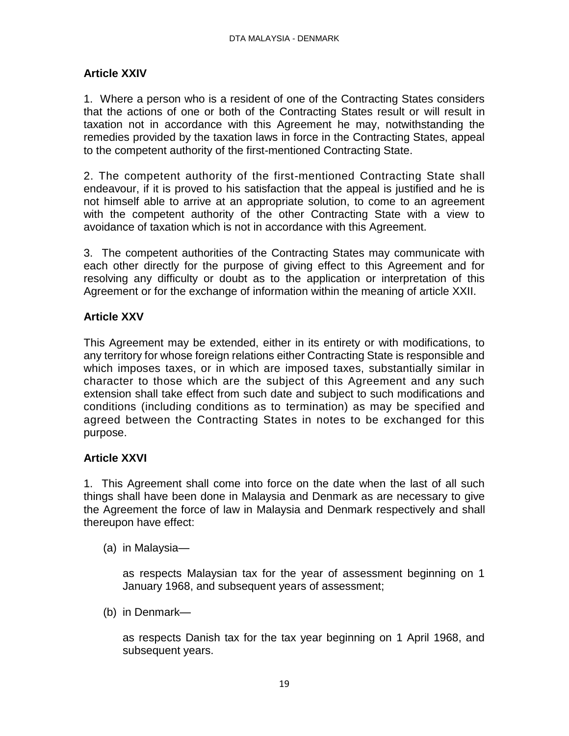**Article XXIV**

1. Where a person who is a resident of one of the Contracting States considers that the actions of one or both of the Contracting States result or will result in taxation not in accordance with this Agreement he may, notwithstanding the remedies provided by the taxation laws in force in the Contracting States, appeal to the competent authority of the first-mentioned Contracting State.

2. The competent authority of the first-mentioned Contracting State shall endeavour, if it is proved to his satisfaction that the appeal is justified and he is not himself able to arrive at an appropriate solution, to come to an agreement with the competent authority of the other Contracting State with a view to avoidance of taxation which is not in accordance with this Agreement.

3. The competent authorities of the Contracting States may communicate with each other directly for the purpose of giving effect to this Agreement and for resolving any difficulty or doubt as to the application or interpretation of this Agreement or for the exchange of information within the meaning of article XXII.

**Article XXV**

This Agreement may be extended, either in its entirety or with modifications, to any territory for whose foreign relations either Contracting State is responsible and which imposes taxes, or in which are imposed taxes, substantially similar in character to those which are the subject of this Agreement and any such extension shall take effect from such date and subject to such modifications and conditions (including conditions as to termination) as may be specified and agreed between the Contracting States in notes to be exchanged for this purpose.

**Article XXVI**

1. This Agreement shall come into force on the date when the last of all such things shall have been done in Malaysia and Denmark as are necessary to give the Agreement the force of law in Malaysia and Denmark respectively and shall thereupon have effect:

(a) in Malaysia—

as respects Malaysian tax for the year of assessment beginning on 1 January 1968, and subsequent years of assessment;

(b) in Denmark—

as respects Danish tax for the tax year beginning on 1 April 1968, and subsequent years.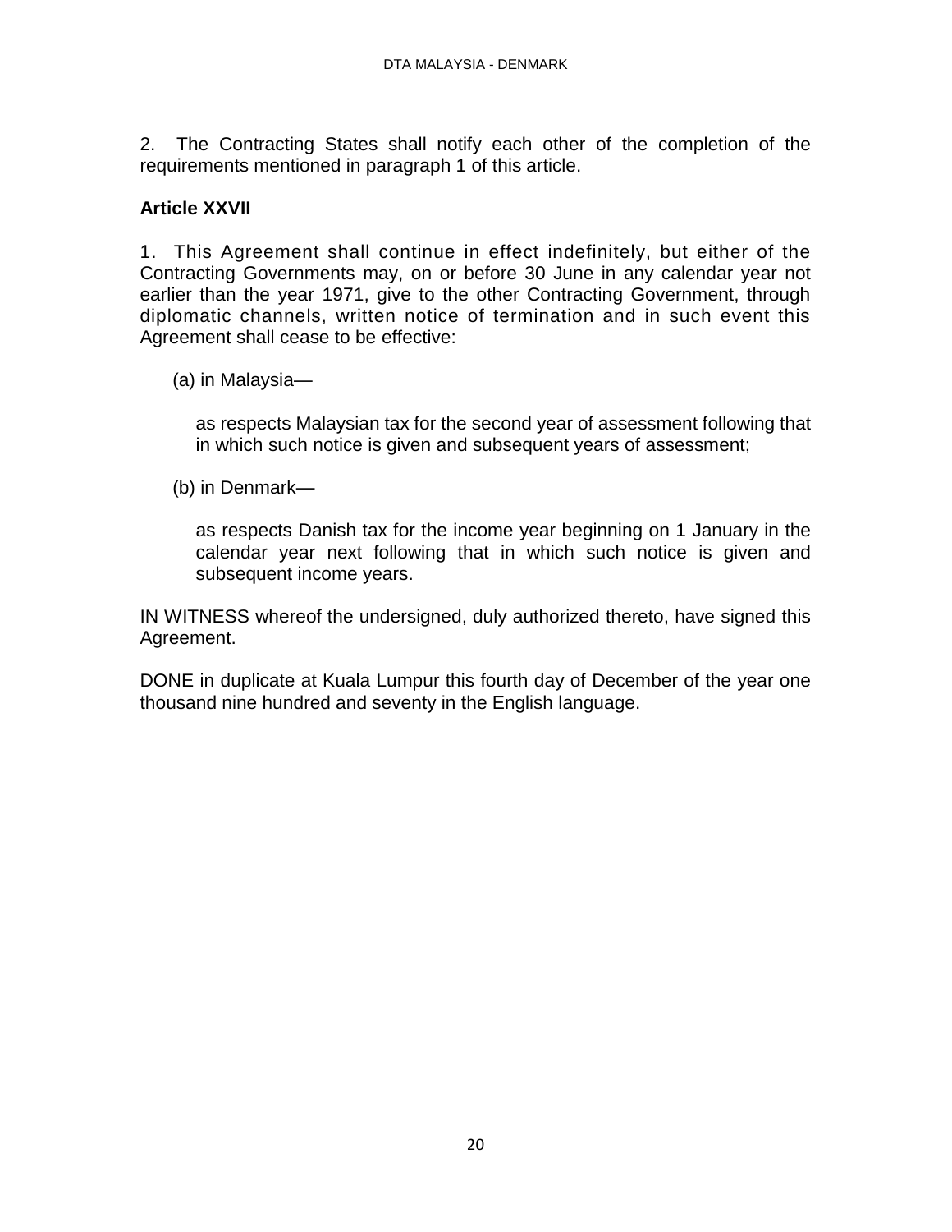2. The Contracting States shall notify each other of the completion of the requirements mentioned in paragraph 1 of this article.

**Article XXVII**

1. This Agreement shall continue in effect indefinitely, but either of the Contracting Governments may, on or before 30 June in any calendar year not earlier than the year 1971, give to the other Contracting Government, through diplomatic channels, written notice of termination and in such event this Agreement shall cease to be effective:

(a) in Malaysia—

as respects Malaysian tax for the second year of assessment following that in which such notice is given and subsequent years of assessment;

(b) in Denmark—

as respects Danish tax for the income year beginning on 1 January in the calendar year next following that in which such notice is given and subsequent income years.

IN WITNESS whereof the undersigned, duly authorized thereto, have signed this Agreement.

DONE in duplicate at Kuala Lumpur this fourth day of December of the year one thousand nine hundred and seventy in the English language.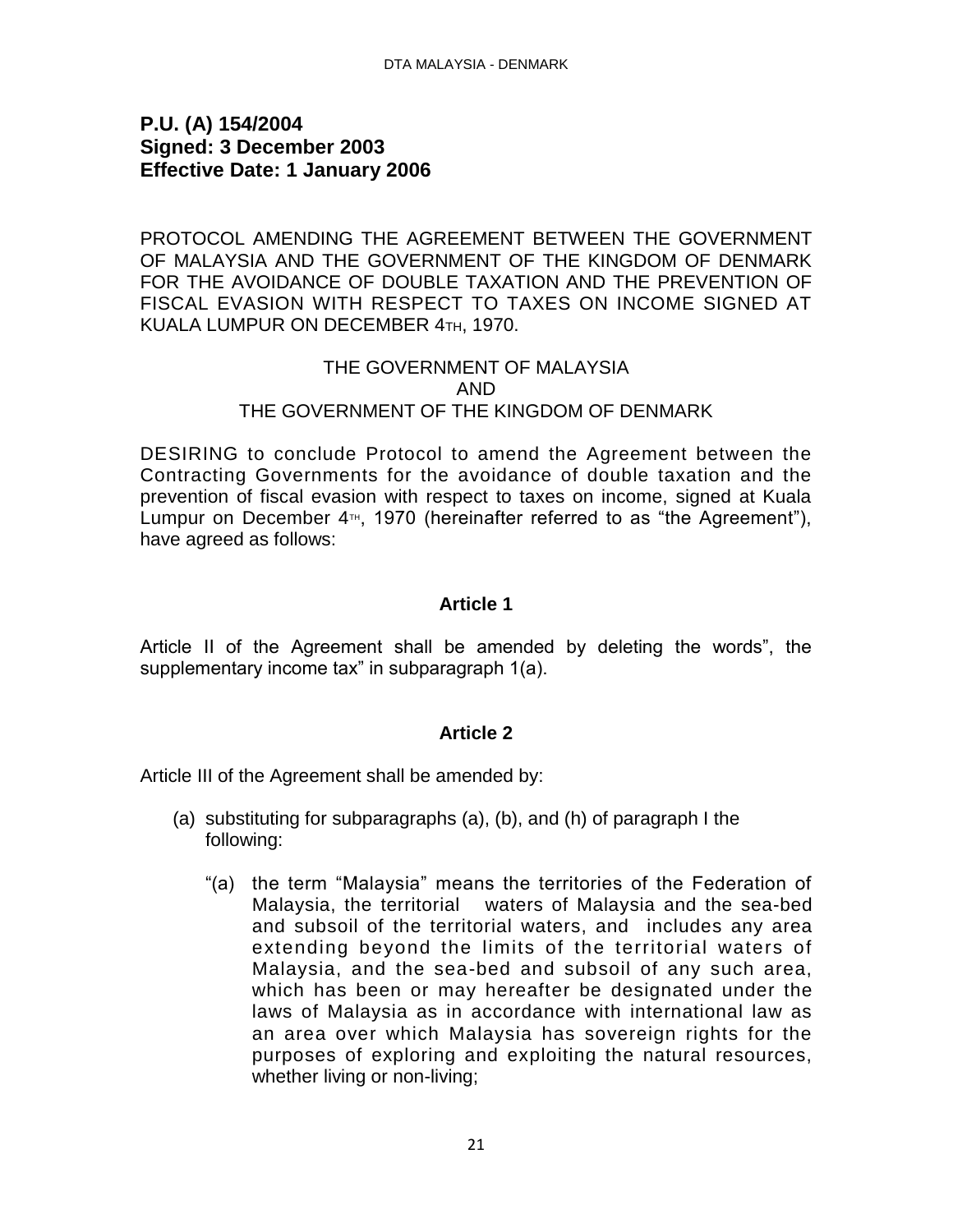**P.U. (A) 154/2004**
**Signed: 3 December 2003**
**Effective Date: 1 January 2006**

PROTOCOL AMENDING THE AGREEMENT BETWEEN THE GOVERNMENT OF MALAYSIA AND THE GOVERNMENT OF THE KINGDOM OF DENMARK FOR THE AVOIDANCE OF DOUBLE TAXATION AND THE PREVENTION OF FISCAL EVASION WITH RESPECT TO TAXES ON INCOME SIGNED AT KUALA LUMPUR ON DECEMBER 4TH, 1970.

THE GOVERNMENT OF MALAYSIA
AND
THE GOVERNMENT OF THE KINGDOM OF DENMARK

DESIRING to conclude Protocol to amend the Agreement between the Contracting Governments for the avoidance of double taxation and the prevention of fiscal evasion with respect to taxes on income, signed at Kuala Lumpur on December 4TH, 1970 (hereinafter referred to as "the Agreement"), have agreed as follows:

### Article 1

Article II of the Agreement shall be amended by deleting the words", the supplementary income tax" in subparagraph 1(a).

### Article 2

Article III of the Agreement shall be amended by:

(a) substituting for subparagraphs (a), (b), and (h) of paragraph I the following:

"(a) the term "Malaysia" means the territories of the Federation of Malaysia, the territorial waters of Malaysia and the sea-bed and subsoil of the territorial waters, and includes any area extending beyond the limits of the territorial waters of Malaysia, and the sea-bed and subsoil of any such area, which has been or may hereafter be designated under the laws of Malaysia as in accordance with international law as an area over which Malaysia has sovereign rights for the purposes of exploring and exploiting the natural resources, whether living or non-living;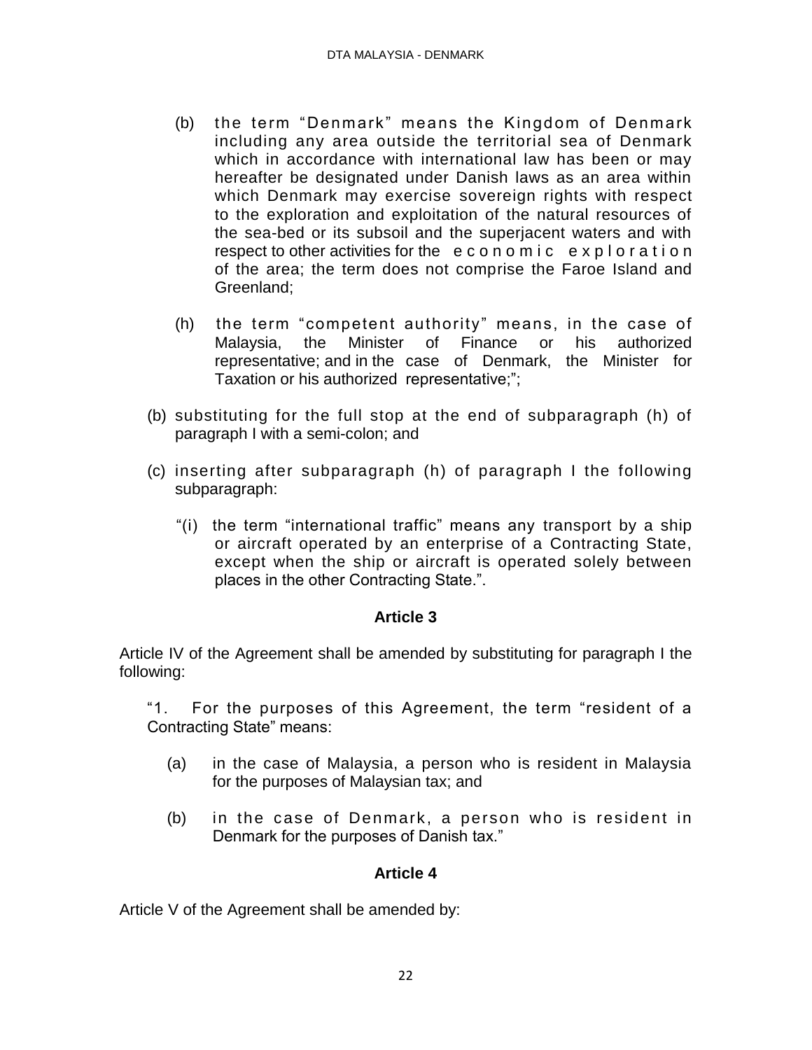(b) the term "Denmark" means the Kingdom of Denmark including any area outside the territorial sea of Denmark which in accordance with international law has been or may hereafter be designated under Danish laws as an area within which Denmark may exercise sovereign rights with respect to the exploration and exploitation of the natural resources of the sea-bed or its subsoil and the superjacent waters and with respect to other activities for the economic exploration of the area; the term does not comprise the Faroe Island and Greenland;

(h) the term "competent authority" means, in the case of Malaysia, the Minister of Finance or his authorized representative; and in the case of Denmark, the Minister for Taxation or his authorized representative;";

(b) substituting for the full stop at the end of subparagraph (h) of paragraph I with a semi-colon; and

(c) inserting after subparagraph (h) of paragraph I the following subparagraph:

"(i) the term "international traffic" means any transport by a ship or aircraft operated by an enterprise of a Contracting State, except when the ship or aircraft is operated solely between places in the other Contracting State.".

**Article 3**

Article IV of the Agreement shall be amended by substituting for paragraph I the following:

"1. For the purposes of this Agreement, the term "resident of a Contracting State" means:

(a) in the case of Malaysia, a person who is resident in Malaysia for the purposes of Malaysian tax; and

(b) in the case of Denmark, a person who is resident in Denmark for the purposes of Danish tax."

**Article 4**

Article V of the Agreement shall be amended by: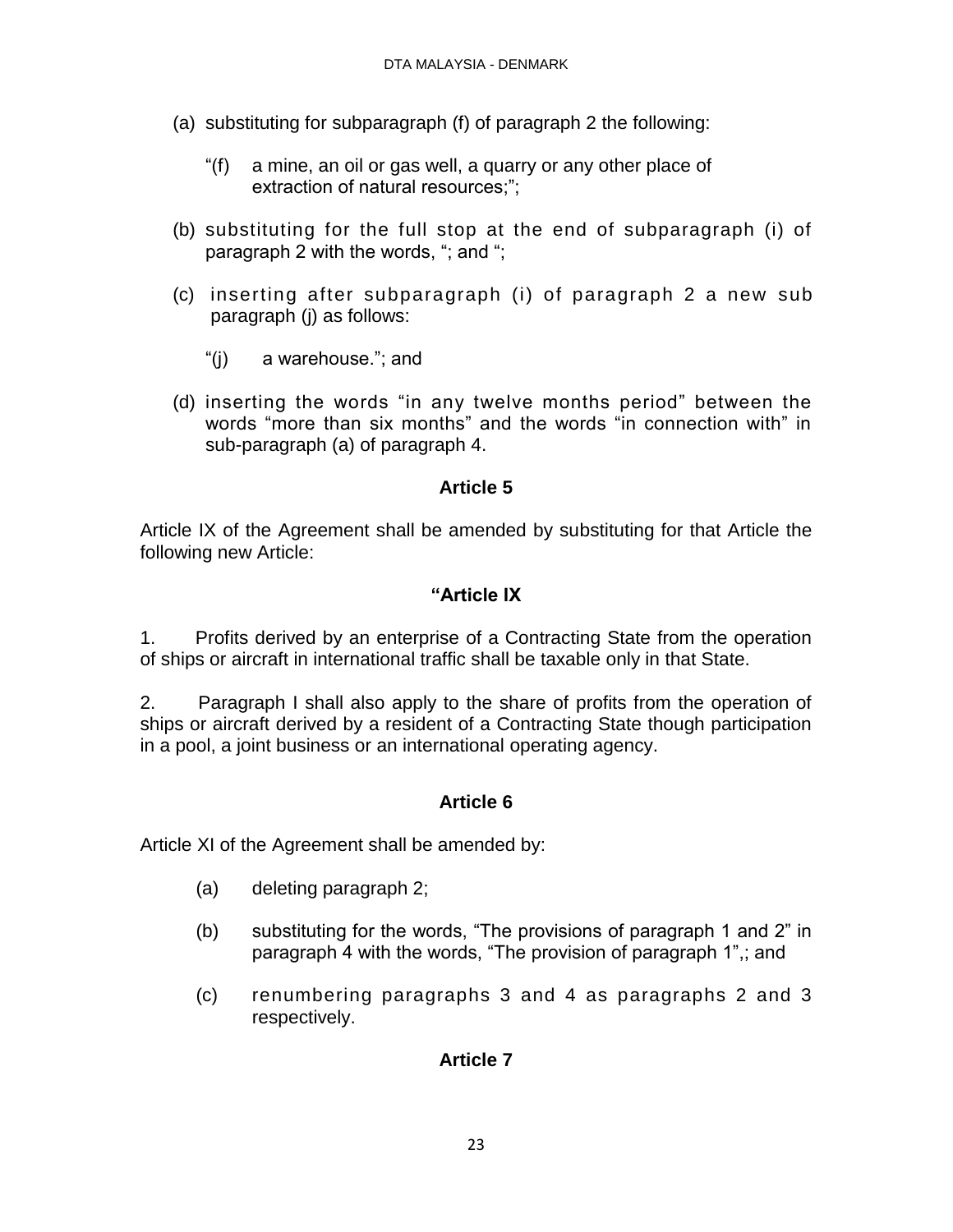(a) substituting for subparagraph (f) of paragraph 2 the following:

"(f) a mine, an oil or gas well, a quarry or any other place of extraction of natural resources;";

(b) substituting for the full stop at the end of subparagraph (i) of paragraph 2 with the words, "; and ";

(c) inserting after subparagraph (i) of paragraph 2 a new sub paragraph (j) as follows:

"(j) a warehouse."; and

(d) inserting the words "in any twelve months period" between the words "more than six months" and the words "in connection with" in sub-paragraph (a) of paragraph 4.

### Article 5

Article IX of the Agreement shall be amended by substituting for that Article the following new Article:

### "Article IX

1. Profits derived by an enterprise of a Contracting State from the operation of ships or aircraft in international traffic shall be taxable only in that State.

2. Paragraph I shall also apply to the share of profits from the operation of ships or aircraft derived by a resident of a Contracting State though participation in a pool, a joint business or an international operating agency.

### Article 6

Article XI of the Agreement shall be amended by:

(a) deleting paragraph 2;

(b) substituting for the words, "The provisions of paragraph 1 and 2" in paragraph 4 with the words, "The provision of paragraph 1",; and

(c) renumbering paragraphs 3 and 4 as paragraphs 2 and 3 respectively.

### Article 7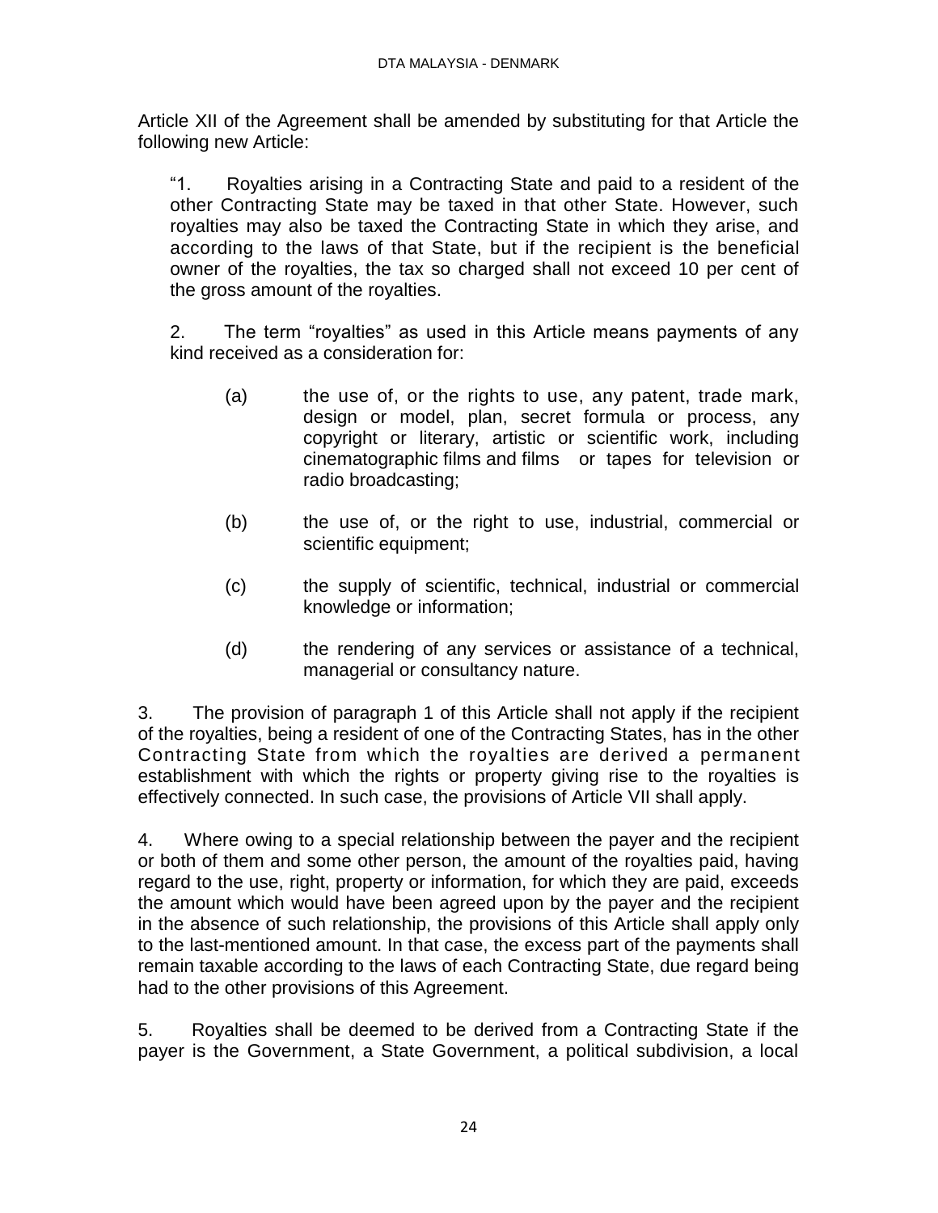Article XII of the Agreement shall be amended by substituting for that Article the following new Article:

"1. Royalties arising in a Contracting State and paid to a resident of the other Contracting State may be taxed in that other State. However, such royalties may also be taxed the Contracting State in which they arise, and according to the laws of that State, but if the recipient is the beneficial owner of the royalties, the tax so charged shall not exceed 10 per cent of the gross amount of the royalties.

2. The term "royalties" as used in this Article means payments of any kind received as a consideration for:

(a) the use of, or the rights to use, any patent, trade mark, design or model, plan, secret formula or process, any copyright or literary, artistic or scientific work, including cinematographic films and films or tapes for television or radio broadcasting;

(b) the use of, or the right to use, industrial, commercial or scientific equipment;

(c) the supply of scientific, technical, industrial or commercial knowledge or information;

(d) the rendering of any services or assistance of a technical, managerial or consultancy nature.

3. The provision of paragraph 1 of this Article shall not apply if the recipient of the royalties, being a resident of one of the Contracting States, has in the other Contracting State from which the royalties are derived a permanent establishment with which the rights or property giving rise to the royalties is effectively connected. In such case, the provisions of Article VII shall apply.

4. Where owing to a special relationship between the payer and the recipient or both of them and some other person, the amount of the royalties paid, having regard to the use, right, property or information, for which they are paid, exceeds the amount which would have been agreed upon by the payer and the recipient in the absence of such relationship, the provisions of this Article shall apply only to the last-mentioned amount. In that case, the excess part of the payments shall remain taxable according to the laws of each Contracting State, due regard being had to the other provisions of this Agreement.

5. Royalties shall be deemed to be derived from a Contracting State if the payer is the Government, a State Government, a political subdivision, a local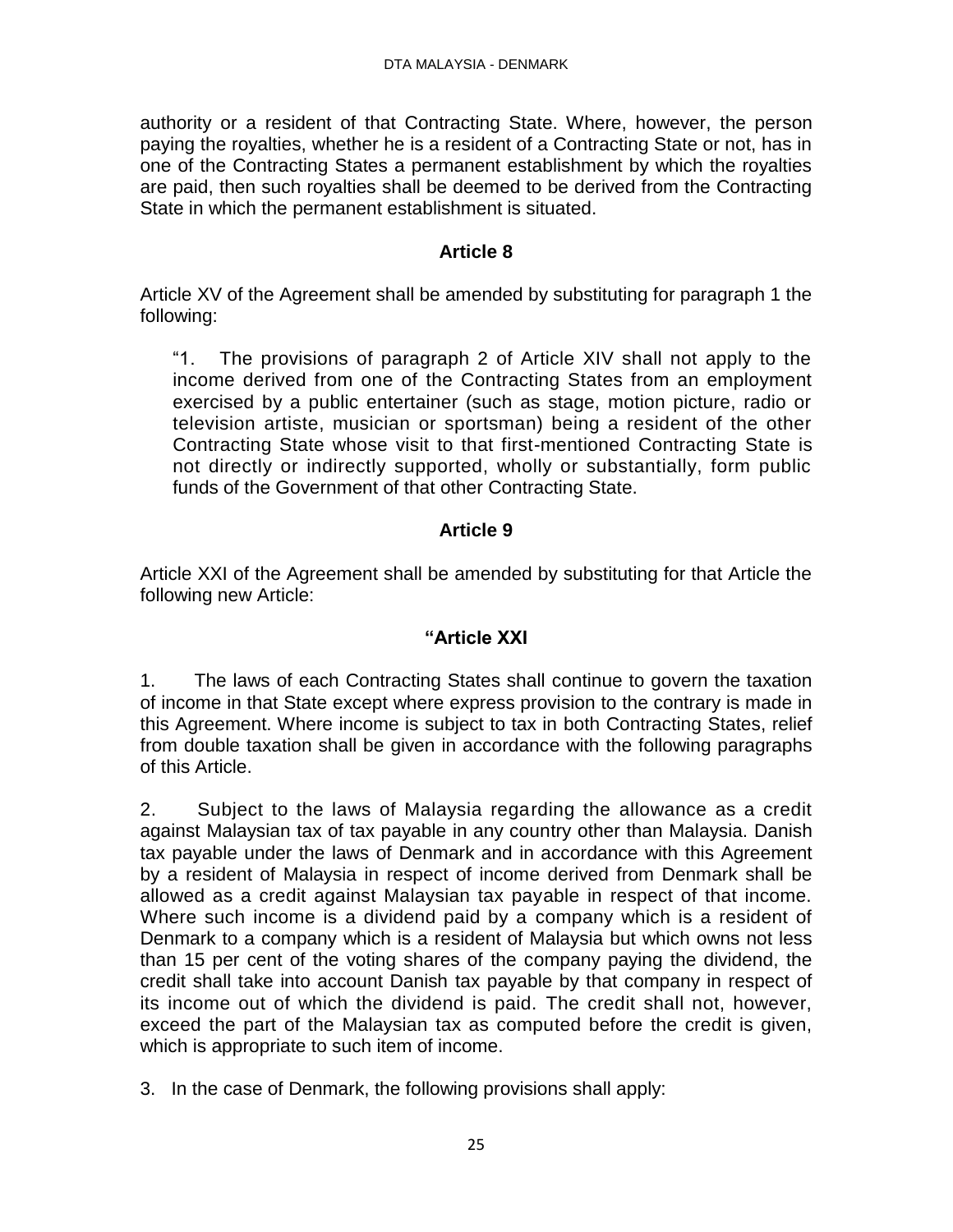authority or a resident of that Contracting State. Where, however, the person paying the royalties, whether he is a resident of a Contracting State or not, has in one of the Contracting States a permanent establishment by which the royalties are paid, then such royalties shall be deemed to be derived from the Contracting State in which the permanent establishment is situated.

### Article 8

Article XV of the Agreement shall be amended by substituting for paragraph 1 the following:

> "1. The provisions of paragraph 2 of Article XIV shall not apply to the income derived from one of the Contracting States from an employment exercised by a public entertainer (such as stage, motion picture, radio or television artiste, musician or sportsman) being a resident of the other Contracting State whose visit to that first-mentioned Contracting State is not directly or indirectly supported, wholly or substantially, form public funds of the Government of that other Contracting State.

### Article 9

Article XXI of the Agreement shall be amended by substituting for that Article the following new Article:

### "Article XXI

1. The laws of each Contracting States shall continue to govern the taxation of income in that State except where express provision to the contrary is made in this Agreement. Where income is subject to tax in both Contracting States, relief from double taxation shall be given in accordance with the following paragraphs of this Article.

2. Subject to the laws of Malaysia regarding the allowance as a credit against Malaysian tax of tax payable in any country other than Malaysia. Danish tax payable under the laws of Denmark and in accordance with this Agreement by a resident of Malaysia in respect of income derived from Denmark shall be allowed as a credit against Malaysian tax payable in respect of that income. Where such income is a dividend paid by a company which is a resident of Denmark to a company which is a resident of Malaysia but which owns not less than 15 per cent of the voting shares of the company paying the dividend, the credit shall take into account Danish tax payable by that company in respect of its income out of which the dividend is paid. The credit shall not, however, exceed the part of the Malaysian tax as computed before the credit is given, which is appropriate to such item of income.

3. In the case of Denmark, the following provisions shall apply: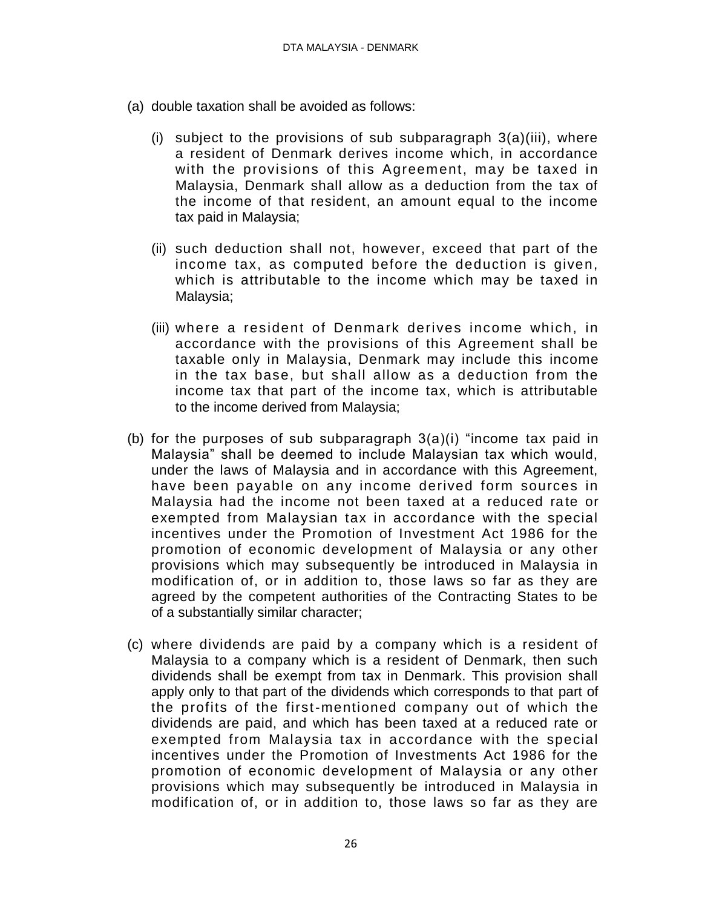(a) double taxation shall be avoided as follows:

   (i) subject to the provisions of sub subparagraph 3(a)(iii), where a resident of Denmark derives income which, in accordance with the provisions of this Agreement, may be taxed in Malaysia, Denmark shall allow as a deduction from the tax of the income of that resident, an amount equal to the income tax paid in Malaysia;

   (ii) such deduction shall not, however, exceed that part of the income tax, as computed before the deduction is given, which is attributable to the income which may be taxed in Malaysia;

   (iii) where a resident of Denmark derives income which, in accordance with the provisions of this Agreement shall be taxable only in Malaysia, Denmark may include this income in the tax base, but shall allow as a deduction from the income tax that part of the income tax, which is attributable to the income derived from Malaysia;

(b) for the purposes of sub subparagraph 3(a)(i) "income tax paid in Malaysia" shall be deemed to include Malaysian tax which would, under the laws of Malaysia and in accordance with this Agreement, have been payable on any income derived form sources in Malaysia had the income not been taxed at a reduced rate or exempted from Malaysian tax in accordance with the special incentives under the Promotion of Investment Act 1986 for the promotion of economic development of Malaysia or any other provisions which may subsequently be introduced in Malaysia in modification of, or in addition to, those laws so far as they are agreed by the competent authorities of the Contracting States to be of a substantially similar character;

(c) where dividends are paid by a company which is a resident of Malaysia to a company which is a resident of Denmark, then such dividends shall be exempt from tax in Denmark. This provision shall apply only to that part of the dividends which corresponds to that part of the profits of the first-mentioned company out of which the dividends are paid, and which has been taxed at a reduced rate or exempted from Malaysia tax in accordance with the special incentives under the Promotion of Investments Act 1986 for the promotion of economic development of Malaysia or any other provisions which may subsequently be introduced in Malaysia in modification of, or in addition to, those laws so far as they are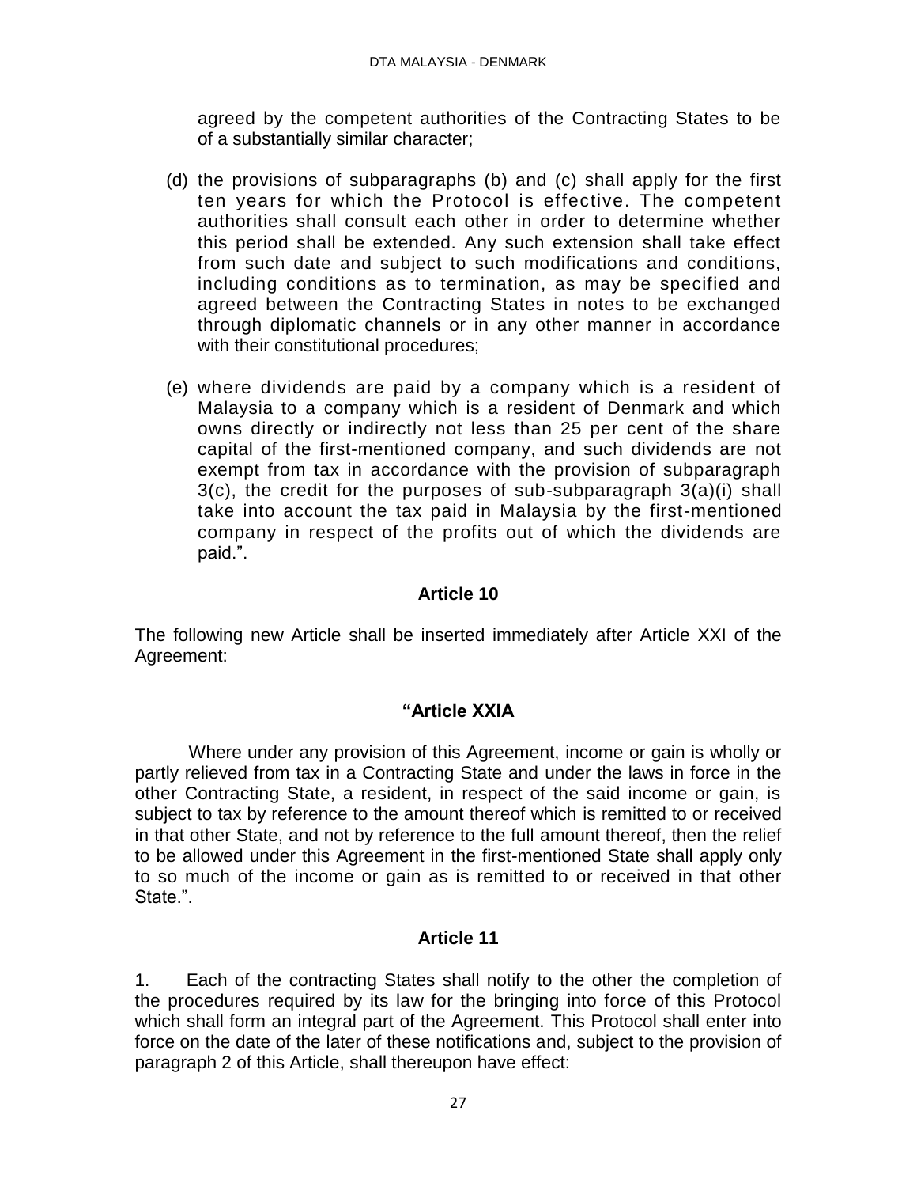agreed by the competent authorities of the Contracting States to be of a substantially similar character;

(d) the provisions of subparagraphs (b) and (c) shall apply for the first ten years for which the Protocol is effective. The competent authorities shall consult each other in order to determine whether this period shall be extended. Any such extension shall take effect from such date and subject to such modifications and conditions, including conditions as to termination, as may be specified and agreed between the Contracting States in notes to be exchanged through diplomatic channels or in any other manner in accordance with their constitutional procedures;

(e) where dividends are paid by a company which is a resident of Malaysia to a company which is a resident of Denmark and which owns directly or indirectly not less than 25 per cent of the share capital of the first-mentioned company, and such dividends are not exempt from tax in accordance with the provision of subparagraph 3(c), the credit for the purposes of sub-subparagraph 3(a)(i) shall take into account the tax paid in Malaysia by the first-mentioned company in respect of the profits out of which the dividends are paid.".

## Article 10

The following new Article shall be inserted immediately after Article XXI of the Agreement:

## "Article XXIA

Where under any provision of this Agreement, income or gain is wholly or partly relieved from tax in a Contracting State and under the laws in force in the other Contracting State, a resident, in respect of the said income or gain, is subject to tax by reference to the amount thereof which is remitted to or received in that other State, and not by reference to the full amount thereof, then the relief to be allowed under this Agreement in the first-mentioned State shall apply only to so much of the income or gain as is remitted to or received in that other State.".

## Article 11

1. Each of the contracting States shall notify to the other the completion of the procedures required by its law for the bringing into force of this Protocol which shall form an integral part of the Agreement. This Protocol shall enter into force on the date of the later of these notifications and, subject to the provision of paragraph 2 of this Article, shall thereupon have effect: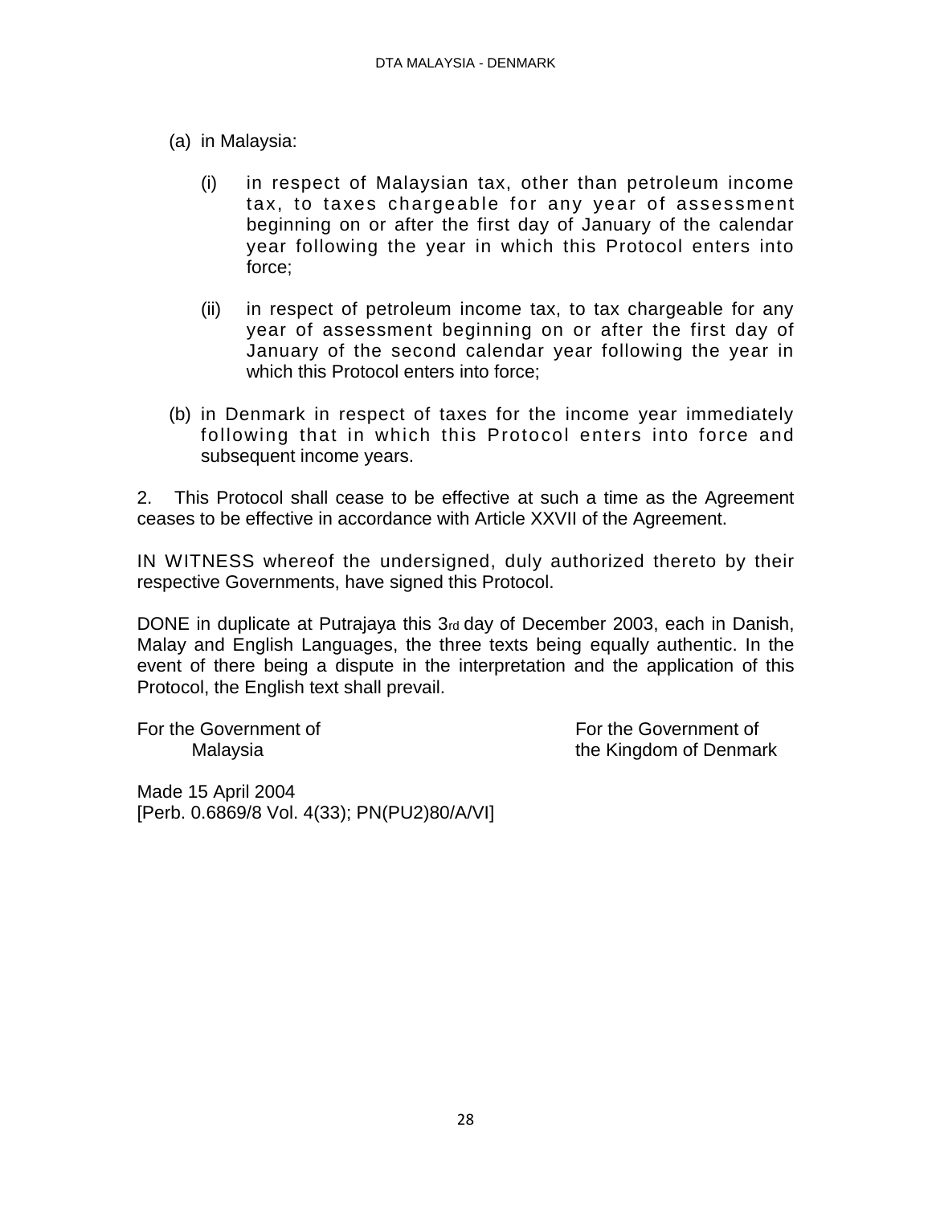(a) in Malaysia:

  (i) in respect of Malaysian tax, other than petroleum income tax, to taxes chargeable for any year of assessment beginning on or after the first day of January of the calendar year following the year in which this Protocol enters into force;

  (ii) in respect of petroleum income tax, to tax chargeable for any year of assessment beginning on or after the first day of January of the second calendar year following the year in which this Protocol enters into force;

(b) in Denmark in respect of taxes for the income year immediately following that in which this Protocol enters into force and subsequent income years.

2. This Protocol shall cease to be effective at such a time as the Agreement ceases to be effective in accordance with Article XXVII of the Agreement.

IN WITNESS whereof the undersigned, duly authorized thereto by their respective Governments, have signed this Protocol.

DONE in duplicate at Putrajaya this 3rd day of December 2003, each in Danish, Malay and English Languages, the three texts being equally authentic. In the event of there being a dispute in the interpretation and the application of this Protocol, the English text shall prevail.

For the Government of Malaysia

For the Government of the Kingdom of Denmark

Made 15 April 2004
[Perb. 0.6869/8 Vol. 4(33); PN(PU2)80/A/VI]